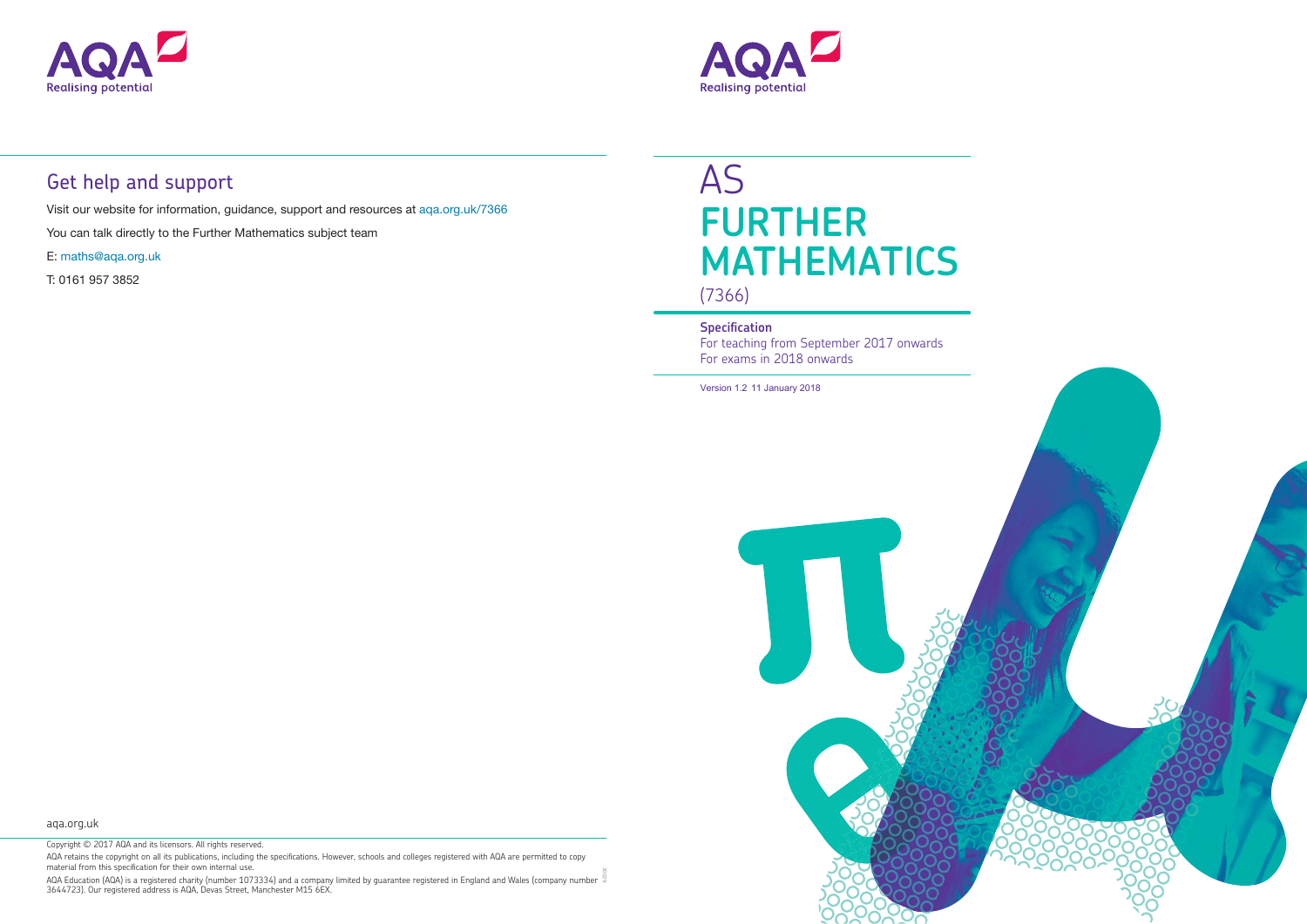# AS FURTHER MATHEMATICS

(7366)

**Specification**

For teaching from September 2017 onwards

For exams in 2018 onwards

Version 1.2 11 January 2018

## Get help and support

Visit our website for information, guidance, support and resources at aqa.org.uk/7366

You can talk directly to the Further Mathematics subject team

E: maths@aqa.org.uk

T: 0161 957 3852

aqa.org.uk

Copyright © 2017 AQA and its licensors. All rights reserved.

AQA retains the copyright on all its publications, including the specifications. However, schools and colleges registered with AQA are permitted to copy material from this specification for their own internal use.

AQA Education (AQA) is a registered charity (number 1073334) and a company limited by guarantee registered in England and Wales (company number 3644723). Our registered address is AQA, Devas Street, Manchester M15 6EX.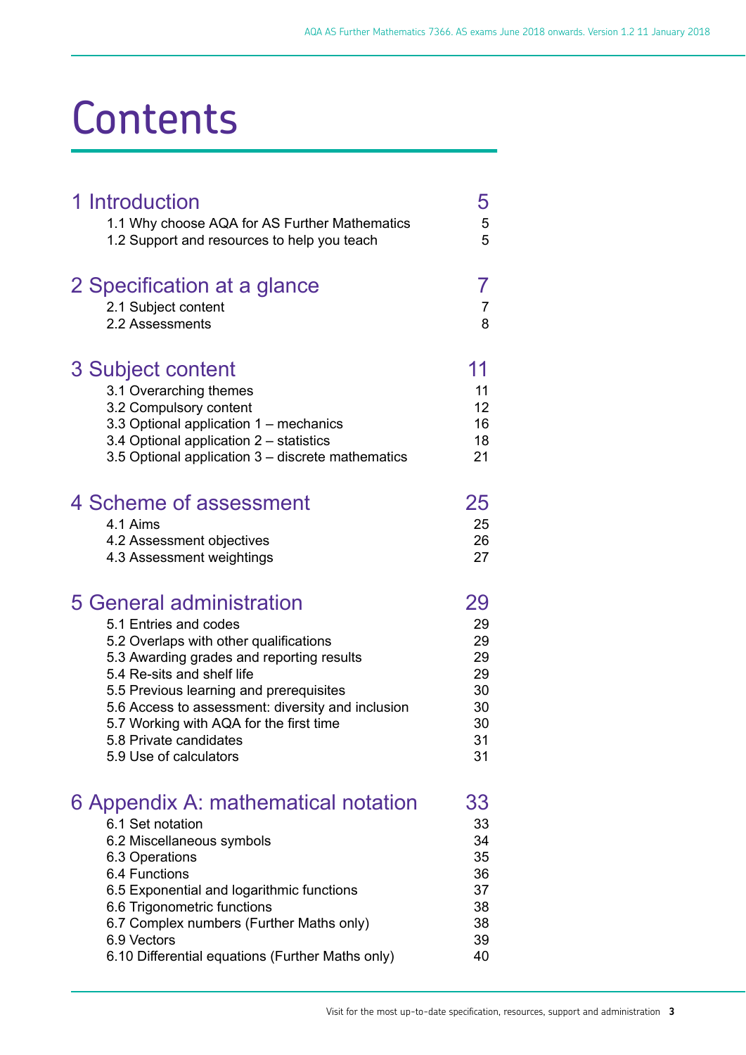# Contents

| | |
|---|---|
| **1 Introduction** | **5** |
| 1.1 Why choose AQA for AS Further Mathematics | 5 |
| 1.2 Support and resources to help you teach | 5 |
| **2 Specification at a glance** | **7** |
| 2.1 Subject content | 7 |
| 2.2 Assessments | 8 |
| **3 Subject content** | **11** |
| 3.1 Overarching themes | 11 |
| 3.2 Compulsory content | 12 |
| 3.3 Optional application 1 – mechanics | 16 |
| 3.4 Optional application 2 – statistics | 18 |
| 3.5 Optional application 3 – discrete mathematics | 21 |
| **4 Scheme of assessment** | **25** |
| 4.1 Aims | 25 |
| 4.2 Assessment objectives | 26 |
| 4.3 Assessment weightings | 27 |
| **5 General administration** | **29** |
| 5.1 Entries and codes | 29 |
| 5.2 Overlaps with other qualifications | 29 |
| 5.3 Awarding grades and reporting results | 29 |
| 5.4 Re-sits and shelf life | 29 |
| 5.5 Previous learning and prerequisites | 30 |
| 5.6 Access to assessment: diversity and inclusion | 30 |
| 5.7 Working with AQA for the first time | 30 |
| 5.8 Private candidates | 31 |
| 5.9 Use of calculators | 31 |
| **6 Appendix A: mathematical notation** | **33** |
| 6.1 Set notation | 33 |
| 6.2 Miscellaneous symbols | 34 |
| 6.3 Operations | 35 |
| 6.4 Functions | 36 |
| 6.5 Exponential and logarithmic functions | 37 |
| 6.6 Trigonometric functions | 38 |
| 6.7 Complex numbers (Further Maths only) | 38 |
| 6.9 Vectors | 39 |
| 6.10 Differential equations (Further Maths only) | 40 |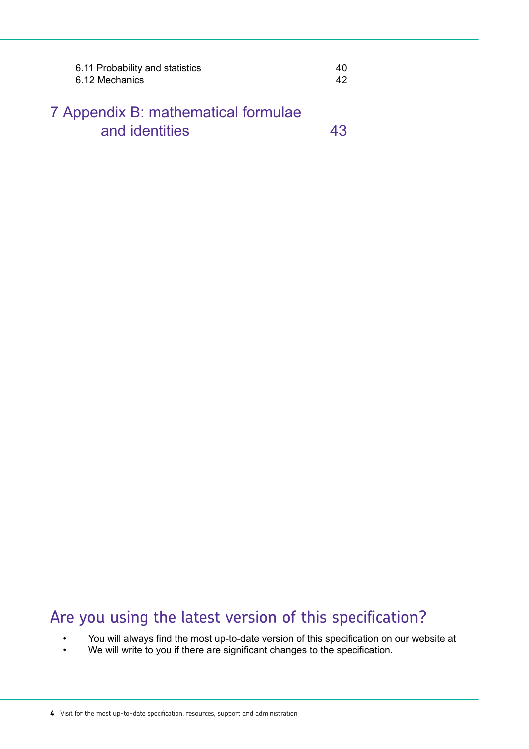| | |
|---|---|
| 6.11 Probability and statistics | 40 |
| 6.12 Mechanics | 42 |

## 7 Appendix B: mathematical formulae and identities 43

## Are you using the latest version of this specification?

- You will always find the most up-to-date version of this specification on our website at
- We will write to you if there are significant changes to the specification.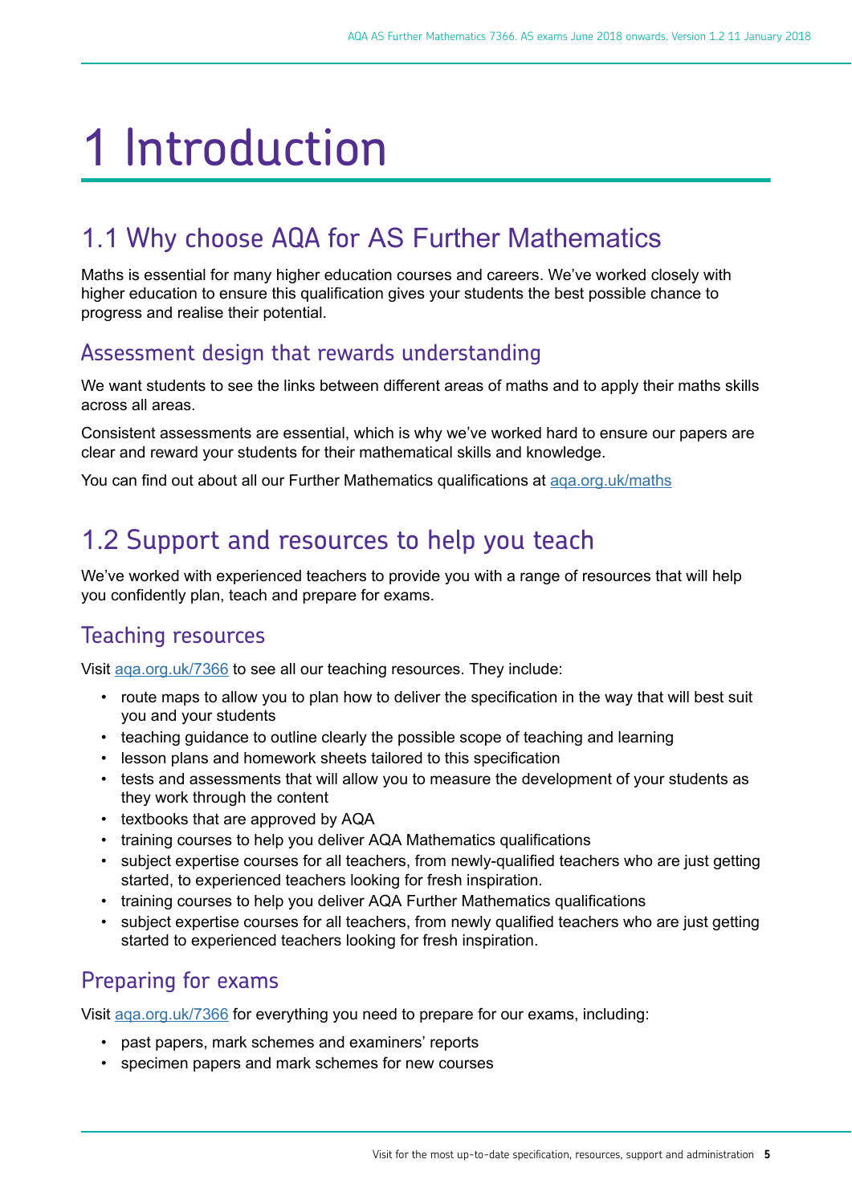# 1 Introduction

## 1.1 Why choose AQA for AS Further Mathematics

Maths is essential for many higher education courses and careers. We've worked closely with higher education to ensure this qualification gives your students the best possible chance to progress and realise their potential.

### Assessment design that rewards understanding

We want students to see the links between different areas of maths and to apply their maths skills across all areas.

Consistent assessments are essential, which is why we've worked hard to ensure our papers are clear and reward your students for their mathematical skills and knowledge.

You can find out about all our Further Mathematics qualifications at aqa.org.uk/maths

## 1.2 Support and resources to help you teach

We've worked with experienced teachers to provide you with a range of resources that will help you confidently plan, teach and prepare for exams.

### Teaching resources

Visit aqa.org.uk/7366 to see all our teaching resources. They include:

- route maps to allow you to plan how to deliver the specification in the way that will best suit you and your students
- teaching guidance to outline clearly the possible scope of teaching and learning
- lesson plans and homework sheets tailored to this specification
- tests and assessments that will allow you to measure the development of your students as they work through the content
- textbooks that are approved by AQA
- training courses to help you deliver AQA Mathematics qualifications
- subject expertise courses for all teachers, from newly-qualified teachers who are just getting started, to experienced teachers looking for fresh inspiration.
- training courses to help you deliver AQA Further Mathematics qualifications
- subject expertise courses for all teachers, from newly qualified teachers who are just getting started to experienced teachers looking for fresh inspiration.

### Preparing for exams

Visit aqa.org.uk/7366 for everything you need to prepare for our exams, including:

- past papers, mark schemes and examiners' reports
- specimen papers and mark schemes for new courses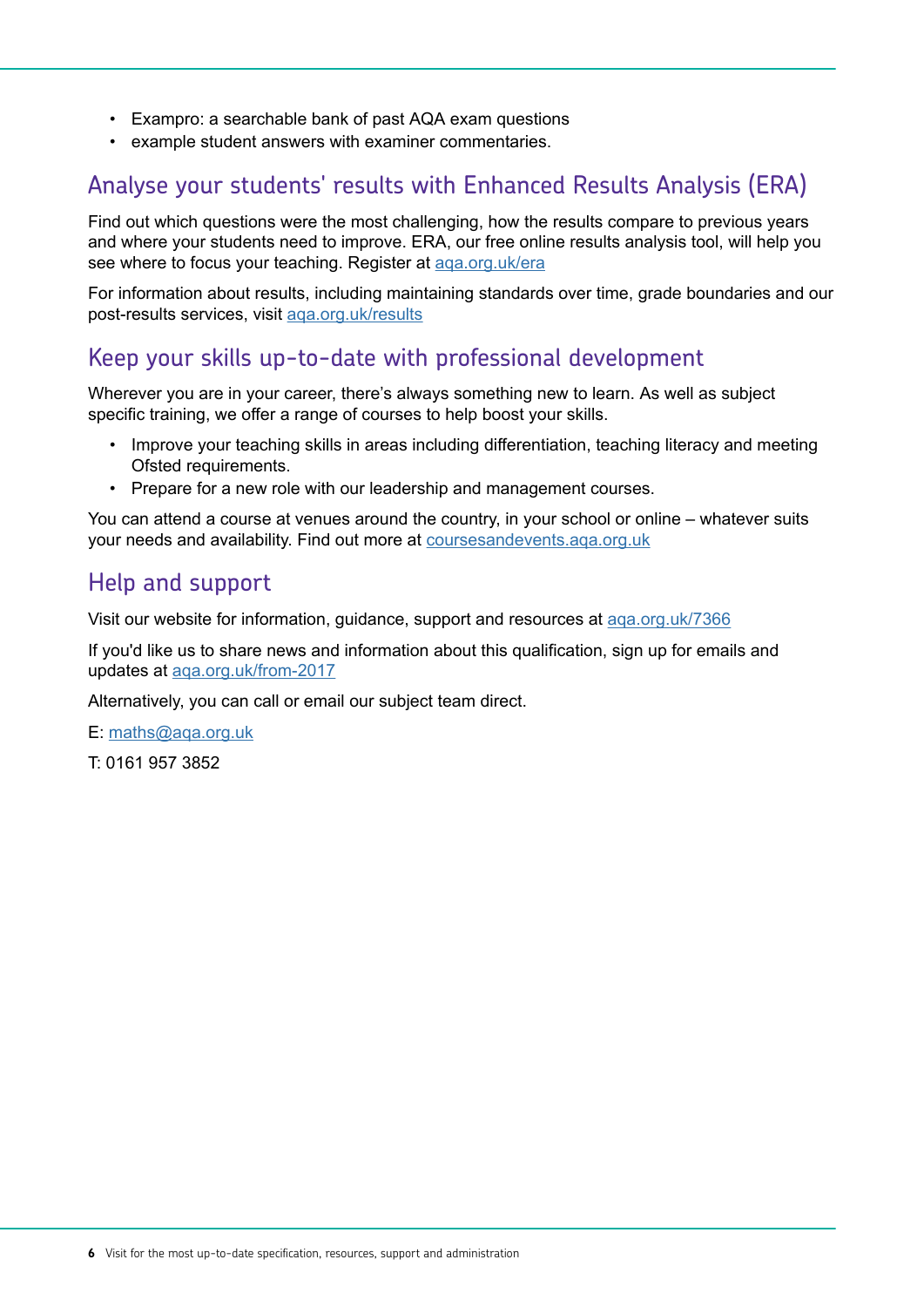- Exampro: a searchable bank of past AQA exam questions
- example student answers with examiner commentaries.

## Analyse your students' results with Enhanced Results Analysis (ERA)

Find out which questions were the most challenging, how the results compare to previous years and where your students need to improve. ERA, our free online results analysis tool, will help you see where to focus your teaching. Register at aqa.org.uk/era

For information about results, including maintaining standards over time, grade boundaries and our post-results services, visit aqa.org.uk/results

## Keep your skills up-to-date with professional development

Wherever you are in your career, there's always something new to learn. As well as subject specific training, we offer a range of courses to help boost your skills.

- Improve your teaching skills in areas including differentiation, teaching literacy and meeting Ofsted requirements.
- Prepare for a new role with our leadership and management courses.

You can attend a course at venues around the country, in your school or online – whatever suits your needs and availability. Find out more at coursesandevents.aqa.org.uk

## Help and support

Visit our website for information, guidance, support and resources at aqa.org.uk/7366

If you'd like us to share news and information about this qualification, sign up for emails and updates at aqa.org.uk/from-2017

Alternatively, you can call or email our subject team direct.

E: maths@aqa.org.uk

T: 0161 957 3852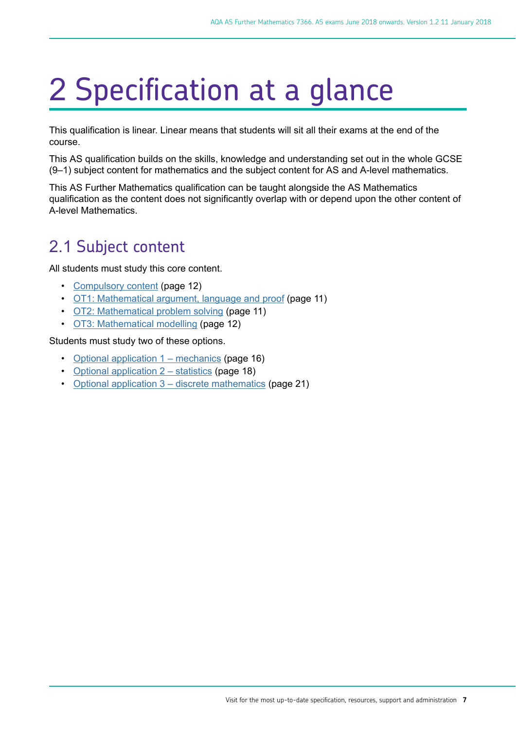# 2 Specification at a glance

This qualification is linear. Linear means that students will sit all their exams at the end of the course.

This AS qualification builds on the skills, knowledge and understanding set out in the whole GCSE (9–1) subject content for mathematics and the subject content for AS and A-level mathematics.

This AS Further Mathematics qualification can be taught alongside the AS Mathematics qualification as the content does not significantly overlap with or depend upon the other content of A-level Mathematics.

## 2.1 Subject content

All students must study this core content.

- Compulsory content (page 12)
- OT1: Mathematical argument, language and proof (page 11)
- OT2: Mathematical problem solving (page 11)
- OT3: Mathematical modelling (page 12)

Students must study two of these options.

- Optional application 1 – mechanics (page 16)
- Optional application 2 – statistics (page 18)
- Optional application 3 – discrete mathematics (page 21)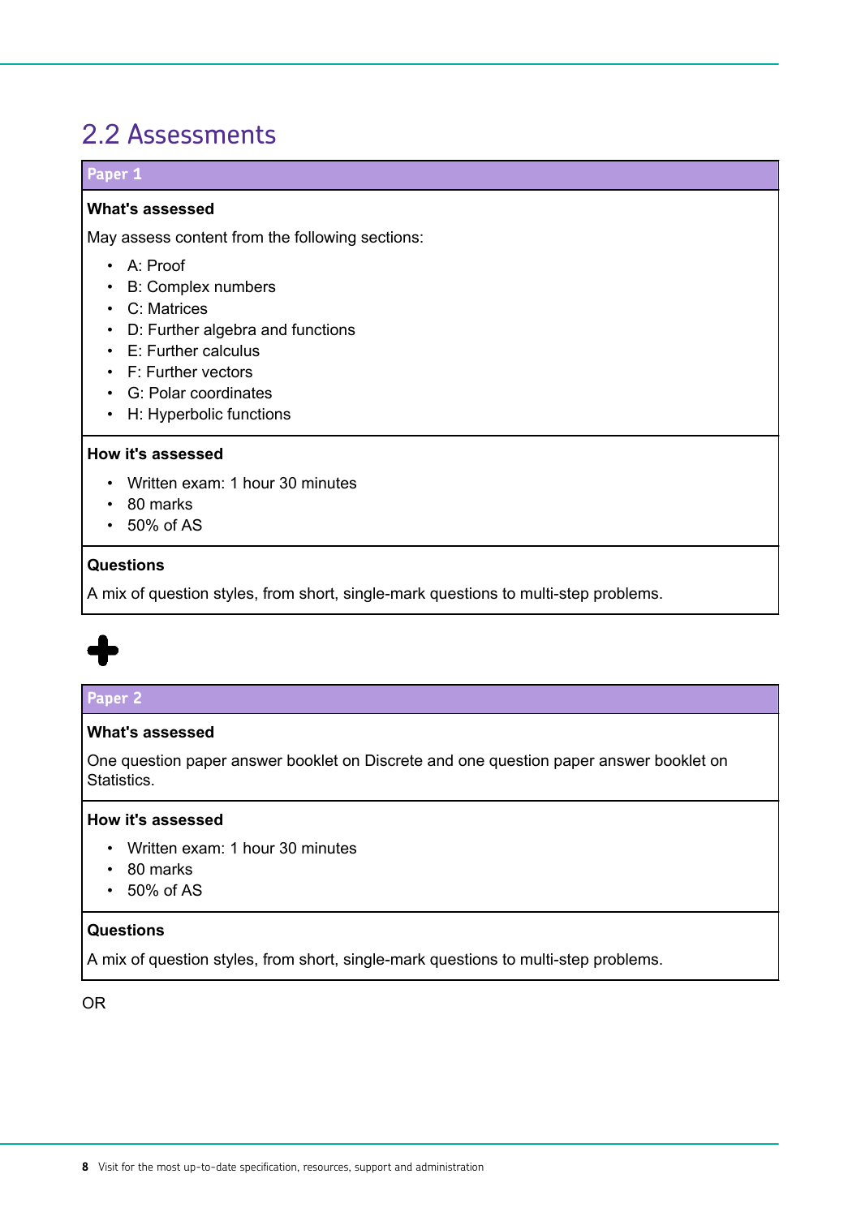## 2.2 Assessments

### Paper 1

**What's assessed**

May assess content from the following sections:

- A: Proof
- B: Complex numbers
- C: Matrices
- D: Further algebra and functions
- E: Further calculus
- F: Further vectors
- G: Polar coordinates
- H: Hyperbolic functions

**How it's assessed**

- Written exam: 1 hour 30 minutes
- 80 marks
- 50% of AS

**Questions**

A mix of question styles, from short, single-mark questions to multi-step problems.

+

### Paper 2

**What's assessed**

One question paper answer booklet on Discrete and one question paper answer booklet on Statistics.

**How it's assessed**

- Written exam: 1 hour 30 minutes
- 80 marks
- 50% of AS

**Questions**

A mix of question styles, from short, single-mark questions to multi-step problems.

OR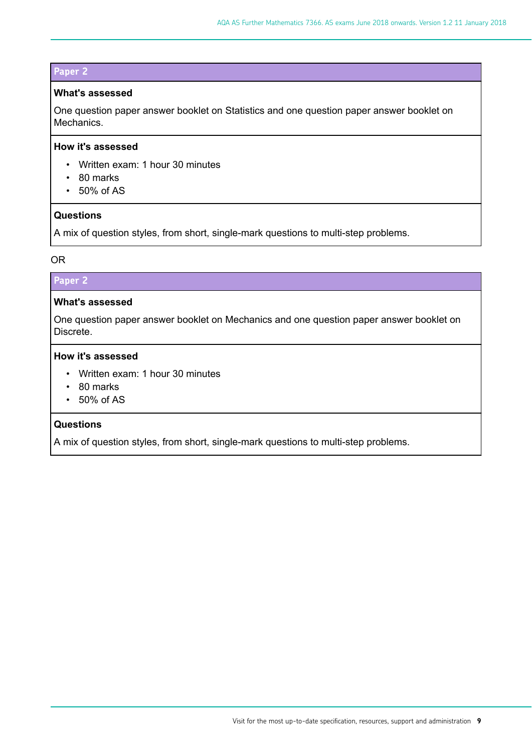## Paper 2

**What's assessed**

One question paper answer booklet on Statistics and one question paper answer booklet on Mechanics.

**How it's assessed**

- Written exam: 1 hour 30 minutes
- 80 marks
- 50% of AS

**Questions**

A mix of question styles, from short, single-mark questions to multi-step problems.

OR

## Paper 2

**What's assessed**

One question paper answer booklet on Mechanics and one question paper answer booklet on Discrete.

**How it's assessed**

- Written exam: 1 hour 30 minutes
- 80 marks
- 50% of AS

**Questions**

A mix of question styles, from short, single-mark questions to multi-step problems.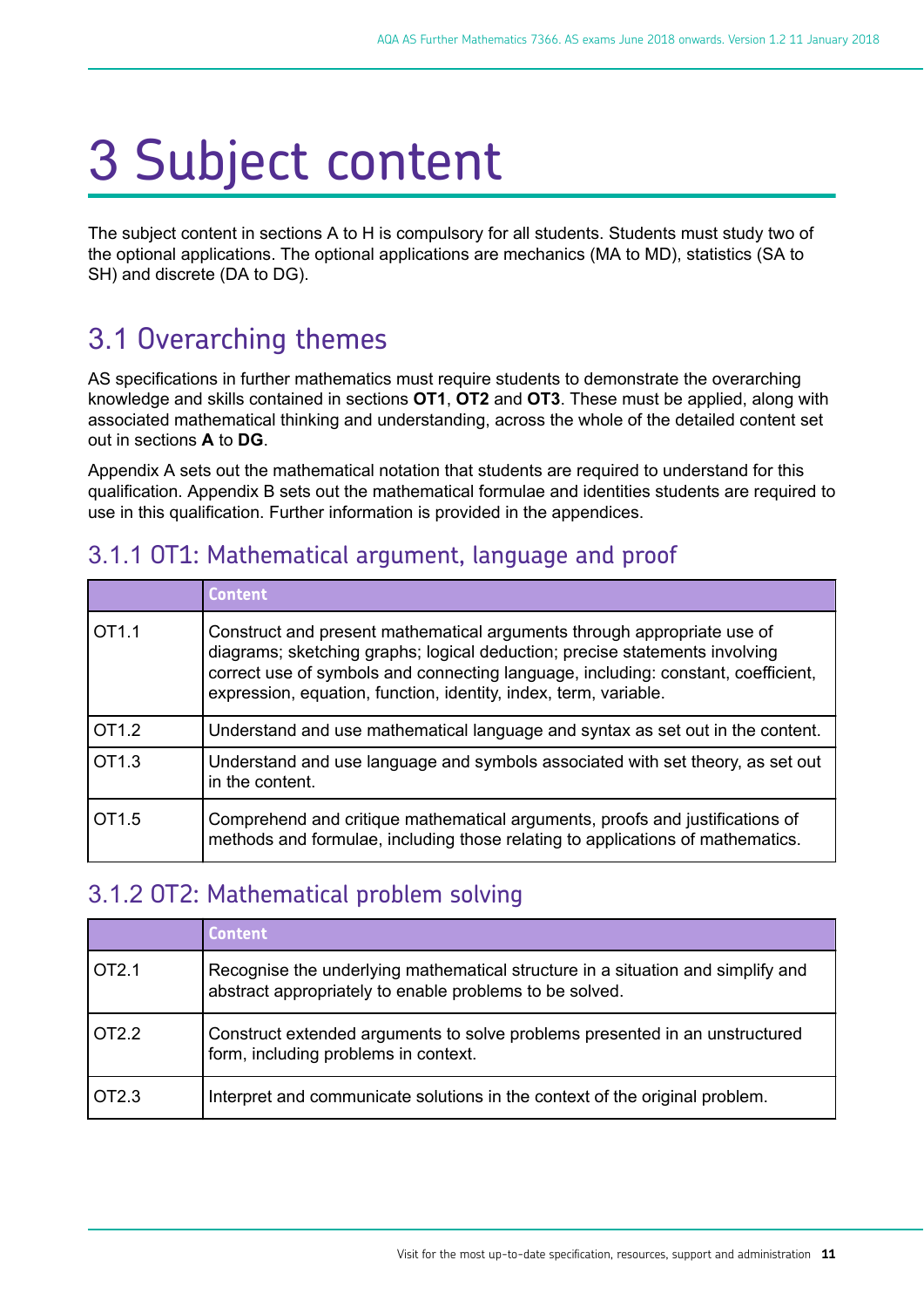# 3 Subject content

The subject content in sections A to H is compulsory for all students. Students must study two of the optional applications. The optional applications are mechanics (MA to MD), statistics (SA to SH) and discrete (DA to DG).

## 3.1 Overarching themes

AS specifications in further mathematics must require students to demonstrate the overarching knowledge and skills contained in sections **OT1**, **OT2** and **OT3**. These must be applied, along with associated mathematical thinking and understanding, across the whole of the detailed content set out in sections **A** to **DG**.

Appendix A sets out the mathematical notation that students are required to understand for this qualification. Appendix B sets out the mathematical formulae and identities students are required to use in this qualification. Further information is provided in the appendices.

### 3.1.1 OT1: Mathematical argument, language and proof

| | Content |
|---|---|
| OT1.1 | Construct and present mathematical arguments through appropriate use of diagrams; sketching graphs; logical deduction; precise statements involving correct use of symbols and connecting language, including: constant, coefficient, expression, equation, function, identity, index, term, variable. |
| OT1.2 | Understand and use mathematical language and syntax as set out in the content. |
| OT1.3 | Understand and use language and symbols associated with set theory, as set out in the content. |
| OT1.5 | Comprehend and critique mathematical arguments, proofs and justifications of methods and formulae, including those relating to applications of mathematics. |

### 3.1.2 OT2: Mathematical problem solving

| | Content |
|---|---|
| OT2.1 | Recognise the underlying mathematical structure in a situation and simplify and abstract appropriately to enable problems to be solved. |
| OT2.2 | Construct extended arguments to solve problems presented in an unstructured form, including problems in context. |
| OT2.3 | Interpret and communicate solutions in the context of the original problem. |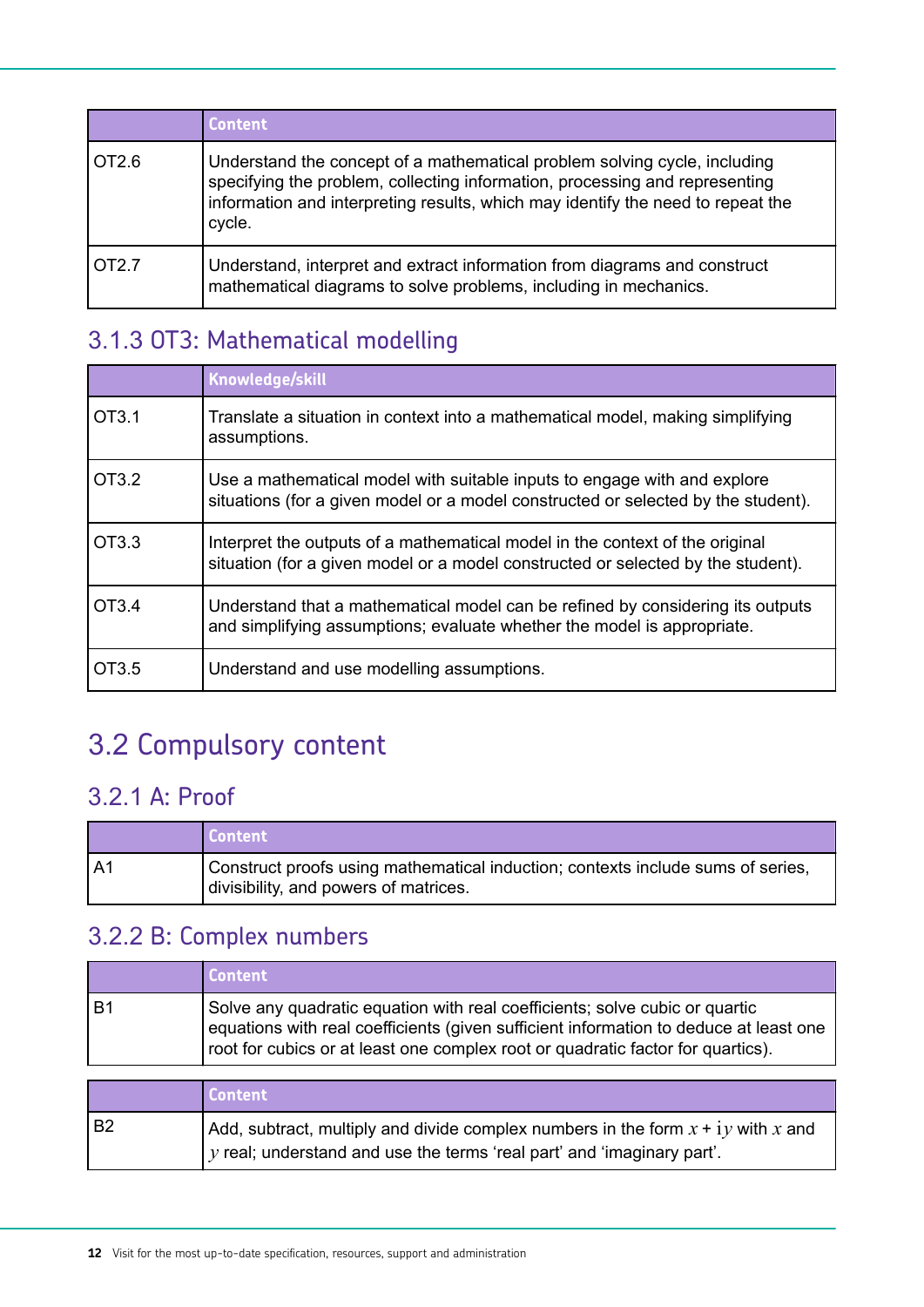| | Content |
|---|---|
| OT2.6 | Understand the concept of a mathematical problem solving cycle, including specifying the problem, collecting information, processing and representing information and interpreting results, which may identify the need to repeat the cycle. |
| OT2.7 | Understand, interpret and extract information from diagrams and construct mathematical diagrams to solve problems, including in mechanics. |

### 3.1.3 OT3: Mathematical modelling

| | Knowledge/skill |
|---|---|
| OT3.1 | Translate a situation in context into a mathematical model, making simplifying assumptions. |
| OT3.2 | Use a mathematical model with suitable inputs to engage with and explore situations (for a given model or a model constructed or selected by the student). |
| OT3.3 | Interpret the outputs of a mathematical model in the context of the original situation (for a given model or a model constructed or selected by the student). |
| OT3.4 | Understand that a mathematical model can be refined by considering its outputs and simplifying assumptions; evaluate whether the model is appropriate. |
| OT3.5 | Understand and use modelling assumptions. |

## 3.2 Compulsory content

### 3.2.1 A: Proof

| | Content |
|---|---|
| A1 | Construct proofs using mathematical induction; contexts include sums of series, divisibility, and powers of matrices. |

### 3.2.2 B: Complex numbers

| | Content |
|---|---|
| B1 | Solve any quadratic equation with real coefficients; solve cubic or quartic equations with real coefficients (given sufficient information to deduce at least one root for cubics or at least one complex root or quadratic factor for quartics). |

| | Content |
|---|---|
| B2 | Add, subtract, multiply and divide complex numbers in the form $x + \mathrm{i}y$ with $x$ and $y$ real; understand and use the terms 'real part' and 'imaginary part'. |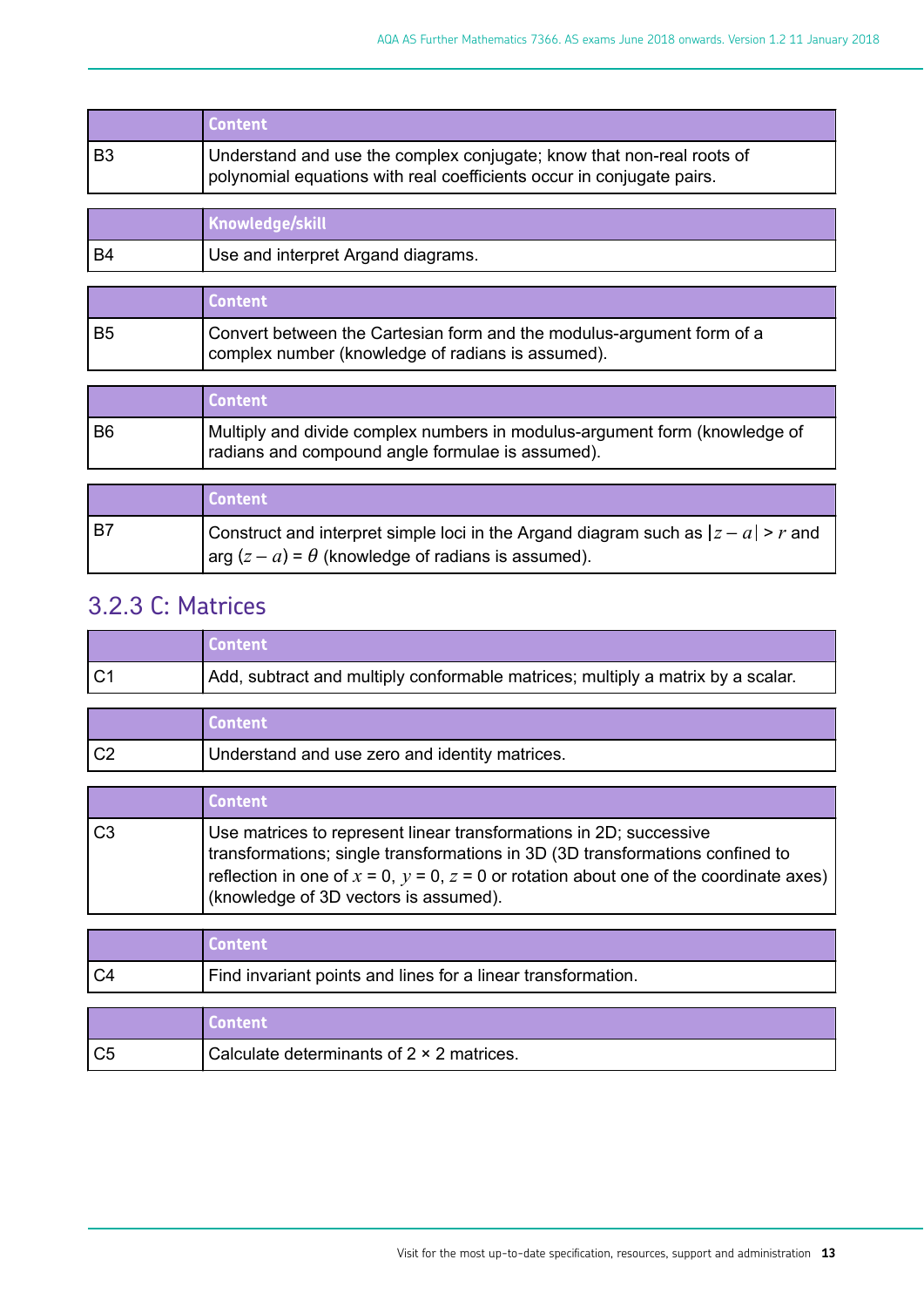| | Content |
|---|---|
| B3 | Understand and use the complex conjugate; know that non-real roots of polynomial equations with real coefficients occur in conjugate pairs. |

| | Knowledge/skill |
|---|---|
| B4 | Use and interpret Argand diagrams. |

| | Content |
|---|---|
| B5 | Convert between the Cartesian form and the modulus-argument form of a complex number (knowledge of radians is assumed). |

| | Content |
|---|---|
| B6 | Multiply and divide complex numbers in modulus-argument form (knowledge of radians and compound angle formulae is assumed). |

| | Content |
|---|---|
| B7 | Construct and interpret simple loci in the Argand diagram such as $\lvert z - a \rvert > r$ and $\arg(z - a) = \theta$ (knowledge of radians is assumed). |

## 3.2.3 C: Matrices

| | Content |
|---|---|
| C1 | Add, subtract and multiply conformable matrices; multiply a matrix by a scalar. |

| | Content |
|---|---|
| C2 | Understand and use zero and identity matrices. |

| | Content |
|---|---|
| C3 | Use matrices to represent linear transformations in 2D; successive transformations; single transformations in 3D (3D transformations confined to reflection in one of $x = 0$, $y = 0$, $z = 0$ or rotation about one of the coordinate axes) (knowledge of 3D vectors is assumed). |

| | Content |
|---|---|
| C4 | Find invariant points and lines for a linear transformation. |

| | Content |
|---|---|
| C5 | Calculate determinants of 2 × 2 matrices. |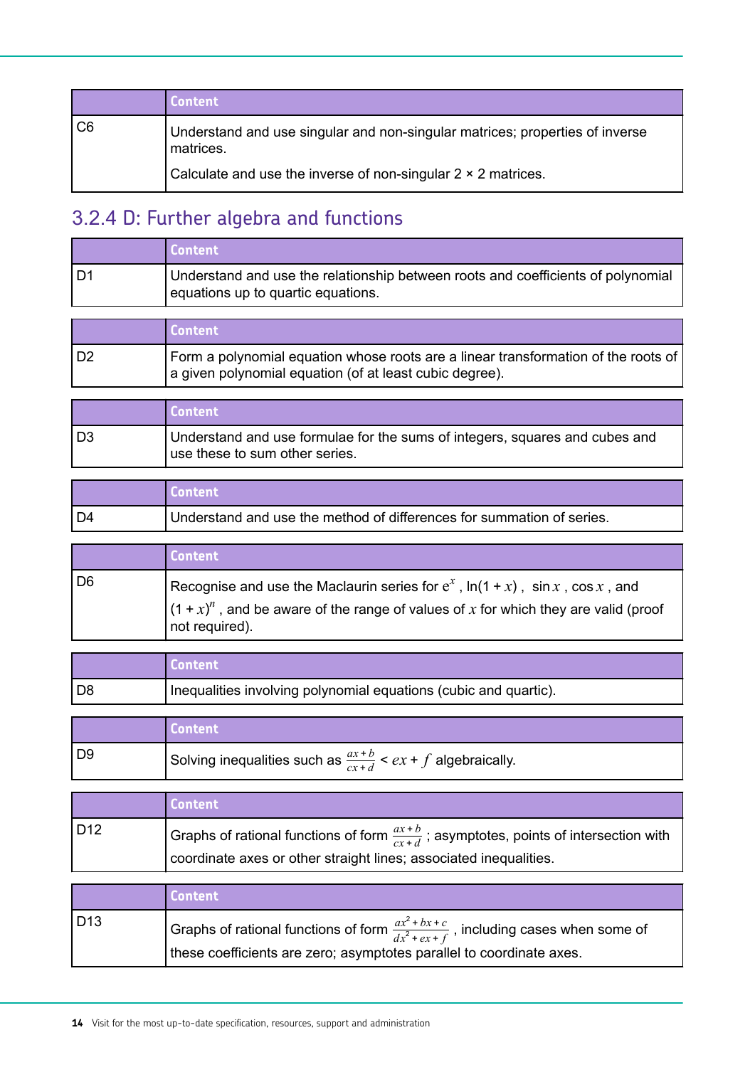| | Content |
|---|---|
| C6 | Understand and use singular and non-singular matrices; properties of inverse matrices.<br>Calculate and use the inverse of non-singular 2 × 2 matrices. |

## 3.2.4 D: Further algebra and functions

| | Content |
|---|---|
| D1 | Understand and use the relationship between roots and coefficients of polynomial equations up to quartic equations. |

| | Content |
|---|---|
| D2 | Form a polynomial equation whose roots are a linear transformation of the roots of a given polynomial equation (of at least cubic degree). |

| | Content |
|---|---|
| D3 | Understand and use formulae for the sums of integers, squares and cubes and use these to sum other series. |

| | Content |
|---|---|
| D4 | Understand and use the method of differences for summation of series. |

| | Content |
|---|---|
| D6 | Recognise and use the Maclaurin series for $e^x$, $\ln(1+x)$, $\sin x$, $\cos x$, and $(1+x)^n$, and be aware of the range of values of $x$ for which they are valid (proof not required). |

| | Content |
|---|---|
| D8 | Inequalities involving polynomial equations (cubic and quartic). |

| | Content |
|---|---|
| D9 | Solving inequalities such as $\frac{ax+b}{cx+d} < ex+f$ algebraically. |

| | Content |
|---|---|
| D12 | Graphs of rational functions of form $\frac{ax+b}{cx+d}$; asymptotes, points of intersection with coordinate axes or other straight lines; associated inequalities. |

| | Content |
|---|---|
| D13 | Graphs of rational functions of form $\frac{ax^2+bx+c}{dx^2+ex+f}$, including cases when some of these coefficients are zero; asymptotes parallel to coordinate axes. |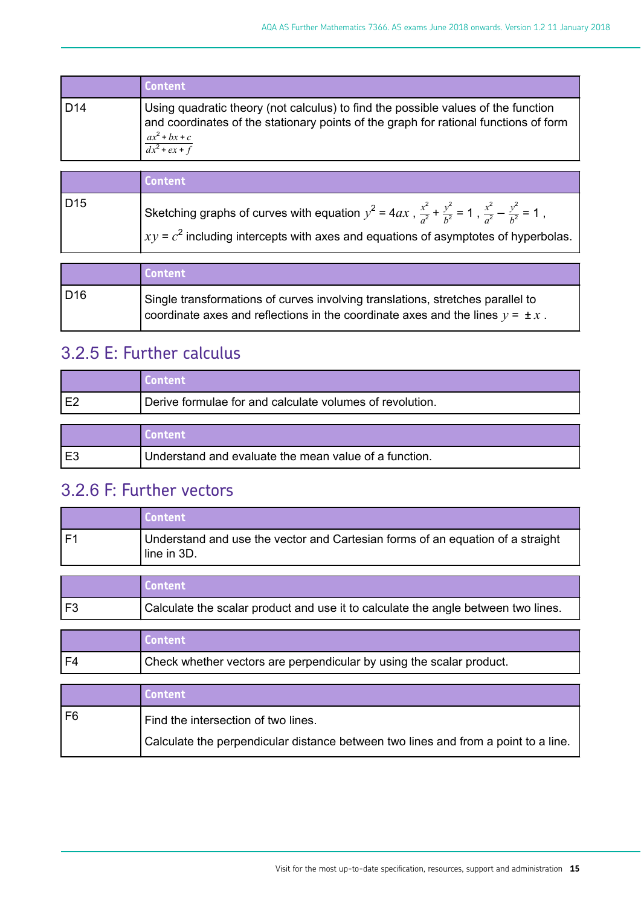| | Content |
|---|---|
| D14 | Using quadratic theory (not calculus) to find the possible values of the function and coordinates of the stationary points of the graph for rational functions of form $\frac{ax^2+bx+c}{dx^2+ex+f}$ |

| | Content |
|---|---|
| D15 | Sketching graphs of curves with equation $y^2 = 4ax$ , $\frac{x^2}{a^2} + \frac{y^2}{b^2} = 1$ , $\frac{x^2}{a^2} - \frac{y^2}{b^2} = 1$ , $xy = c^2$ including intercepts with axes and equations of asymptotes of hyperbolas. |

| | Content |
|---|---|
| D16 | Single transformations of curves involving translations, stretches parallel to coordinate axes and reflections in the coordinate axes and the lines $y = \pm x$ . |

## 3.2.5 E: Further calculus

| | Content |
|---|---|
| E2 | Derive formulae for and calculate volumes of revolution. |

| | Content |
|---|---|
| E3 | Understand and evaluate the mean value of a function. |

## 3.2.6 F: Further vectors

| | Content |
|---|---|
| F1 | Understand and use the vector and Cartesian forms of an equation of a straight line in 3D. |

| | Content |
|---|---|
| F3 | Calculate the scalar product and use it to calculate the angle between two lines. |

| | Content |
|---|---|
| F4 | Check whether vectors are perpendicular by using the scalar product. |

| | Content |
|---|---|
| F6 | Find the intersection of two lines.<br>Calculate the perpendicular distance between two lines and from a point to a line. |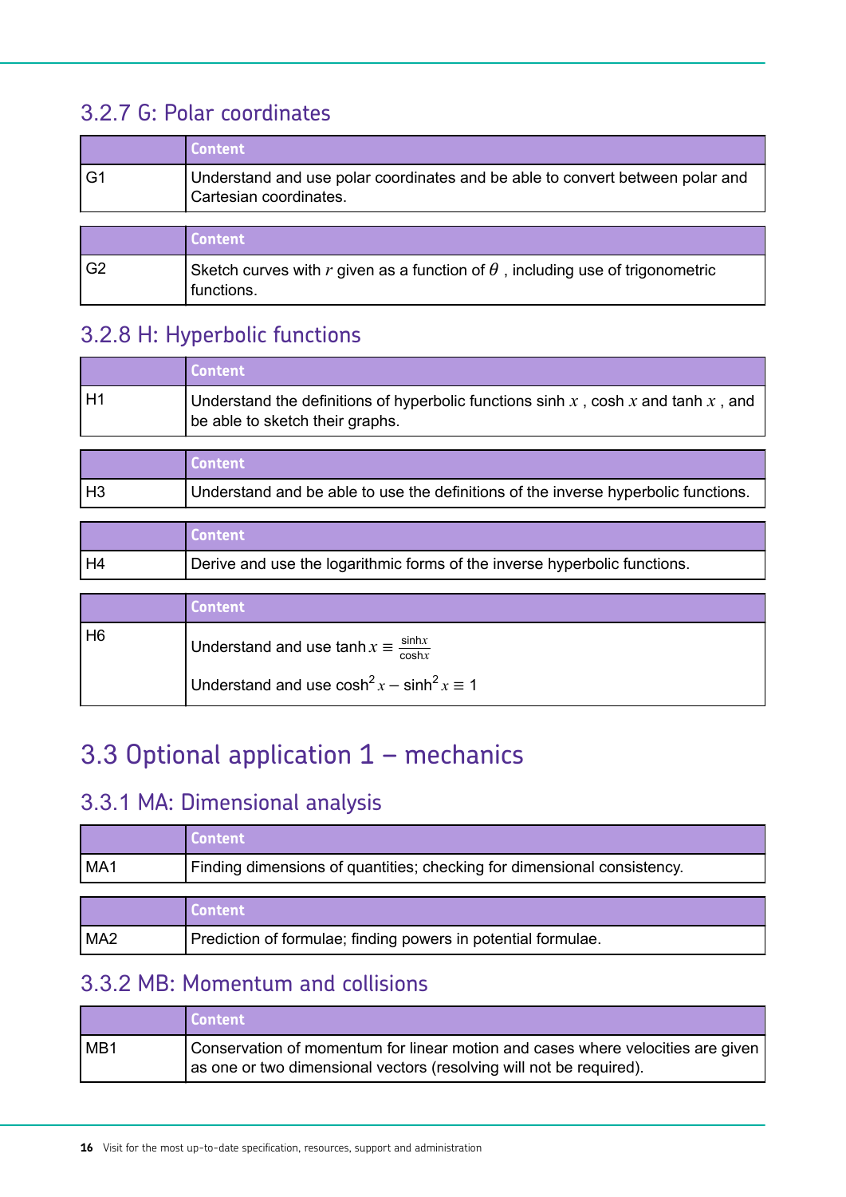### 3.2.7 G: Polar coordinates

| | Content |
|---|---|
| G1 | Understand and use polar coordinates and be able to convert between polar and Cartesian coordinates. |

| | Content |
|---|---|
| G2 | Sketch curves with $r$ given as a function of $\theta$ , including use of trigonometric functions. |

### 3.2.8 H: Hyperbolic functions

| | Content |
|---|---|
| H1 | Understand the definitions of hyperbolic functions sinh $x$ , cosh $x$ and tanh $x$ , and be able to sketch their graphs. |

| | Content |
|---|---|
| H3 | Understand and be able to use the definitions of the inverse hyperbolic functions. |

| | Content |
|---|---|
| H4 | Derive and use the logarithmic forms of the inverse hyperbolic functions. |

| | Content |
|---|---|
| H6 | Understand and use $\tanh x \equiv \frac{\sinh x}{\cosh x}$<br><br>Understand and use $\cosh^2 x - \sinh^2 x \equiv 1$ |

## 3.3 Optional application 1 – mechanics

### 3.3.1 MA: Dimensional analysis

| | Content |
|---|---|
| MA1 | Finding dimensions of quantities; checking for dimensional consistency. |

| | Content |
|---|---|
| MA2 | Prediction of formulae; finding powers in potential formulae. |

### 3.3.2 MB: Momentum and collisions

| | Content |
|---|---|
| MB1 | Conservation of momentum for linear motion and cases where velocities are given as one or two dimensional vectors (resolving will not be required). |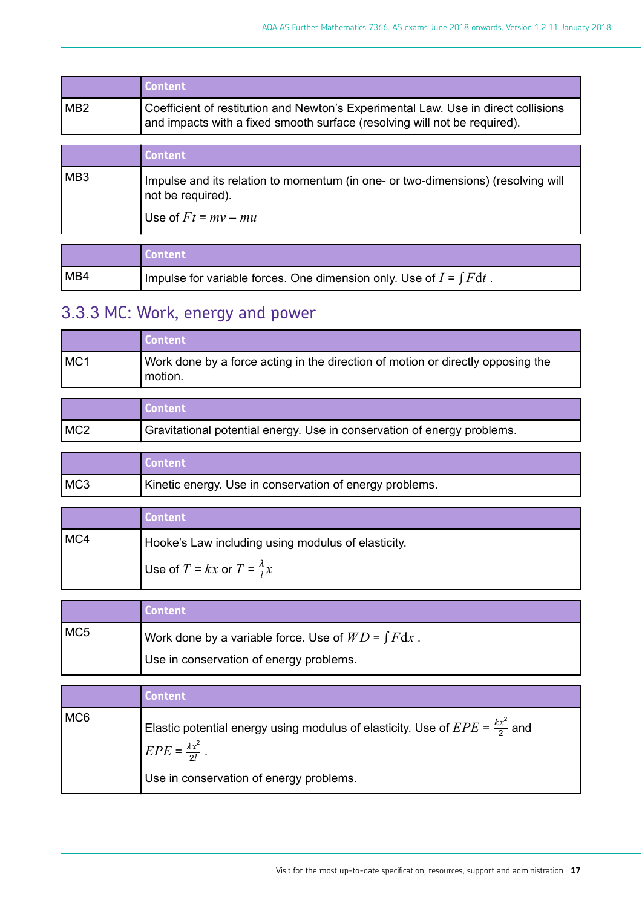| | Content |
| --- | --- |
| MB2 | Coefficient of restitution and Newton's Experimental Law. Use in direct collisions and impacts with a fixed smooth surface (resolving will not be required). |

| | Content |
| --- | --- |
| MB3 | Impulse and its relation to momentum (in one- or two-dimensions) (resolving will not be required). <br> Use of $Ft = mv - mu$ |

| | Content |
| --- | --- |
| MB4 | Impulse for variable forces. One dimension only. Use of $I = \int F \mathrm{d}t$ . |

## 3.3.3 MC: Work, energy and power

| | Content |
| --- | --- |
| MC1 | Work done by a force acting in the direction of motion or directly opposing the motion. |

| | Content |
| --- | --- |
| MC2 | Gravitational potential energy. Use in conservation of energy problems. |

| | Content |
| --- | --- |
| MC3 | Kinetic energy. Use in conservation of energy problems. |

| | Content |
| --- | --- |
| MC4 | Hooke's Law including using modulus of elasticity. <br> Use of $T = kx$ or $T = \frac{\lambda}{l}x$ |

| | Content |
| --- | --- |
| MC5 | Work done by a variable force. Use of $WD = \int F \mathrm{d}x$ . <br> Use in conservation of energy problems. |

| | Content |
| --- | --- |
| MC6 | Elastic potential energy using modulus of elasticity. Use of $EPE = \frac{kx^2}{2}$ and $EPE = \frac{\lambda x^2}{2l}$ . <br> Use in conservation of energy problems. |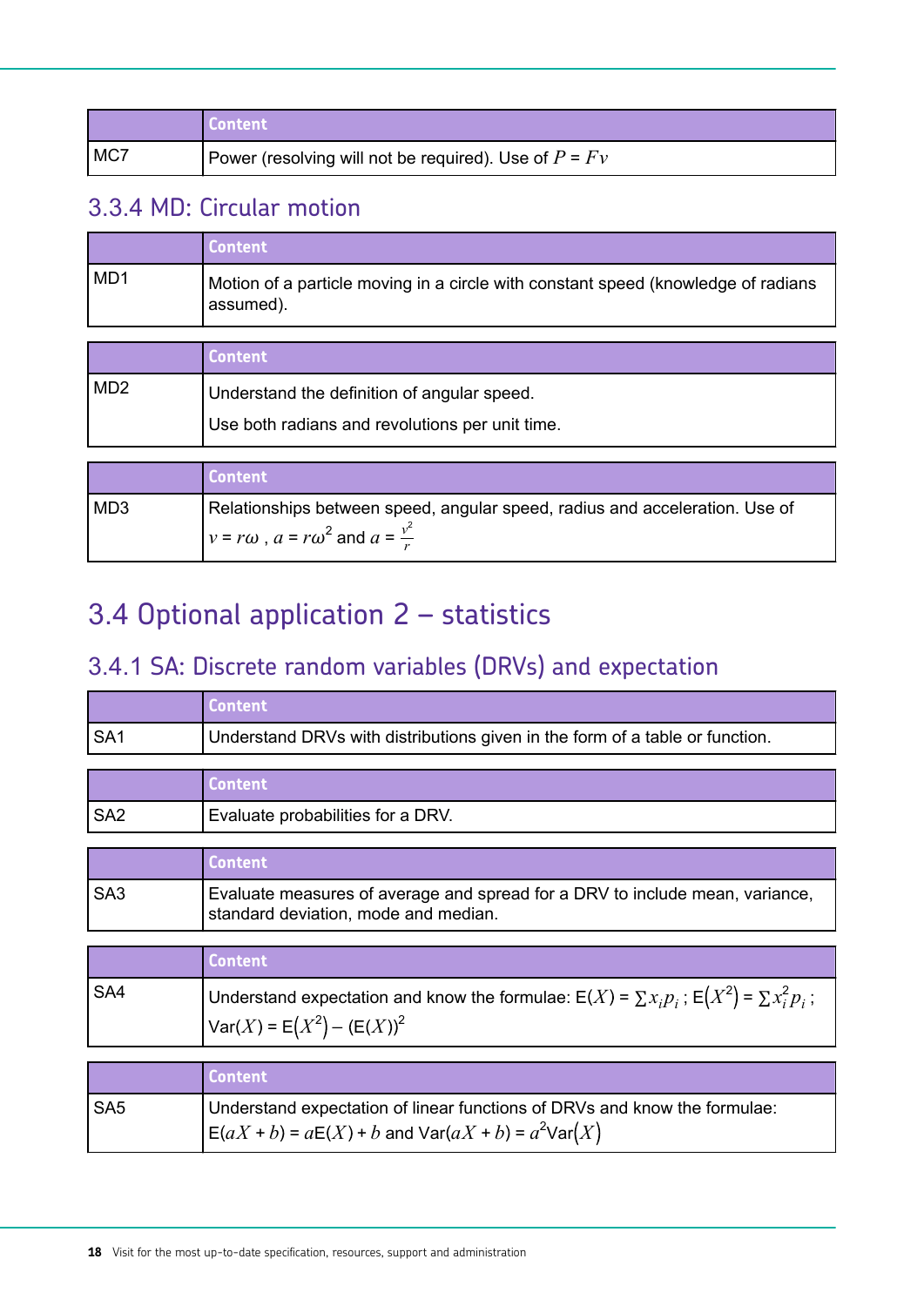| | Content |
|---|---|
| MC7 | Power (resolving will not be required). Use of $P = Fv$ |

### 3.3.4 MD: Circular motion

| | Content |
|---|---|
| MD1 | Motion of a particle moving in a circle with constant speed (knowledge of radians assumed). |

| | Content |
|---|---|
| MD2 | Understand the definition of angular speed.<br>Use both radians and revolutions per unit time. |

| | Content |
|---|---|
| MD3 | Relationships between speed, angular speed, radius and acceleration. Use of $v = r\omega$ , $a = r\omega^2$ and $a = \frac{v^2}{r}$ |

## 3.4 Optional application 2 – statistics

### 3.4.1 SA: Discrete random variables (DRVs) and expectation

| | Content |
|---|---|
| SA1 | Understand DRVs with distributions given in the form of a table or function. |

| | Content |
|---|---|
| SA2 | Evaluate probabilities for a DRV. |

| | Content |
|---|---|
| SA3 | Evaluate measures of average and spread for a DRV to include mean, variance, standard deviation, mode and median. |

| | Content |
|---|---|
| SA4 | Understand expectation and know the formulae: $\mathrm{E}(X) = \sum x_i p_i$ ; $\mathrm{E}\left(X^2\right) = \sum x_i^2 p_i$ ;<br>$\mathrm{Var}(X) = \mathrm{E}\left(X^2\right) - (\mathrm{E}(X))^2$ |

| | Content |
|---|---|
| SA5 | Understand expectation of linear functions of DRVs and know the formulae:<br>$\mathrm{E}(aX + b) = a\mathrm{E}(X) + b$ and $\mathrm{Var}(aX + b) = a^2\mathrm{Var}\left(X\right)$ |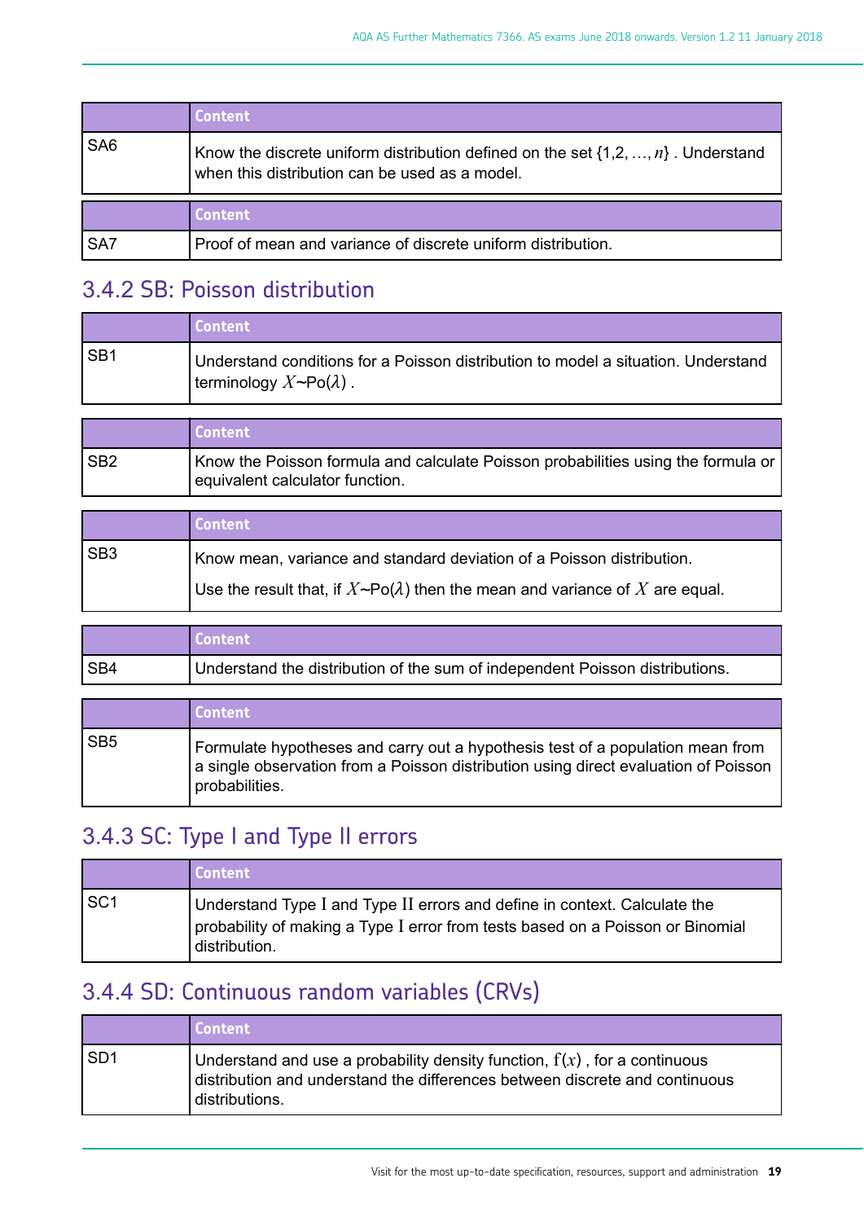| | Content |
| --- | --- |
| SA6 | Know the discrete uniform distribution defined on the set $\{1, 2, \ldots, n\}$ . Understand when this distribution can be used as a model. |

| | Content |
| --- | --- |
| SA7 | Proof of mean and variance of discrete uniform distribution. |

## 3.4.2 SB: Poisson distribution

| | Content |
| --- | --- |
| SB1 | Understand conditions for a Poisson distribution to model a situation. Understand terminology $X \sim \text{Po}(\lambda)$ . |

| | Content |
| --- | --- |
| SB2 | Know the Poisson formula and calculate Poisson probabilities using the formula or equivalent calculator function. |

| | Content |
| --- | --- |
| SB3 | Know mean, variance and standard deviation of a Poisson distribution. Use the result that, if $X \sim \text{Po}(\lambda)$ then the mean and variance of $X$ are equal. |

| | Content |
| --- | --- |
| SB4 | Understand the distribution of the sum of independent Poisson distributions. |

| | Content |
| --- | --- |
| SB5 | Formulate hypotheses and carry out a hypothesis test of a population mean from a single observation from a Poisson distribution using direct evaluation of Poisson probabilities. |

## 3.4.3 SC: Type I and Type II errors

| | Content |
| --- | --- |
| SC1 | Understand Type I and Type II errors and define in context. Calculate the probability of making a Type I error from tests based on a Poisson or Binomial distribution. |

## 3.4.4 SD: Continuous random variables (CRVs)

| | Content |
| --- | --- |
| SD1 | Understand and use a probability density function, $f(x)$ , for a continuous distribution and understand the differences between discrete and continuous distributions. |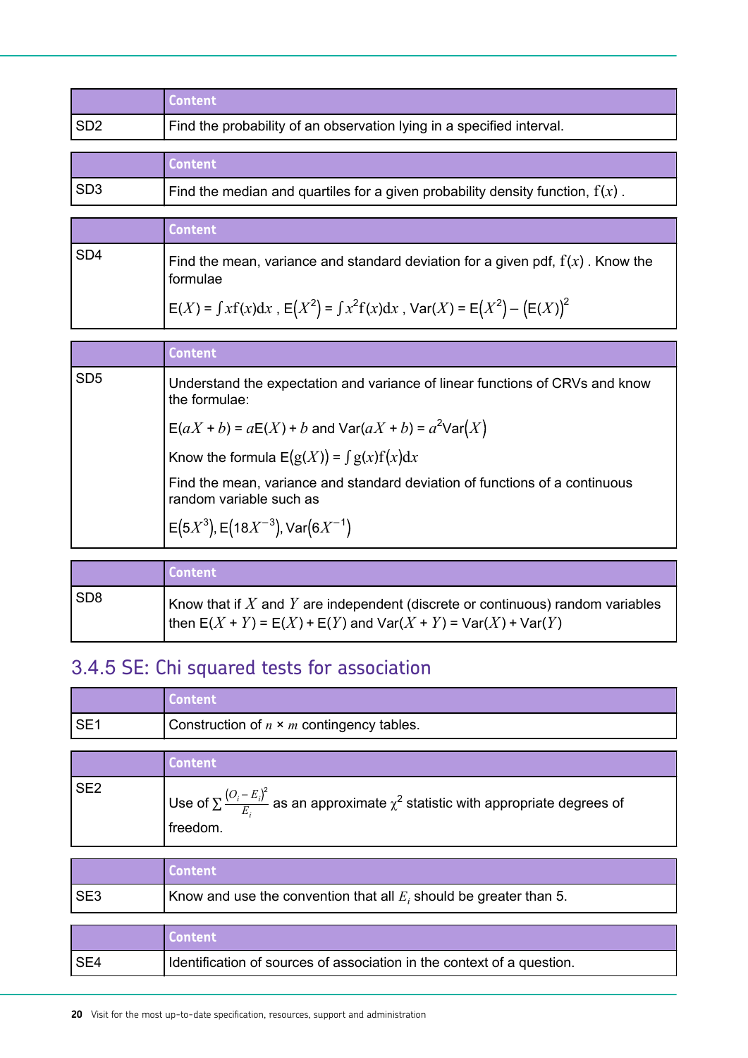| | Content |
|---|---|
| SD2 | Find the probability of an observation lying in a specified interval. |

| | Content |
|---|---|
| SD3 | Find the median and quartiles for a given probability density function, $\mathrm{f}(x)$ . |

| | Content |
|---|---|
| SD4 | Find the mean, variance and standard deviation for a given pdf, $\mathrm{f}(x)$ . Know the formulae<br>$\mathrm{E}(X) = \int x\mathrm{f}(x)\mathrm{d}x$ , $\mathrm{E}(X^2) = \int x^2\mathrm{f}(x)\mathrm{d}x$ , $\mathrm{Var}(X) = \mathrm{E}(X^2) - (\mathrm{E}(X))^2$ |

| | Content |
|---|---|
| SD5 | Understand the expectation and variance of linear functions of CRVs and know the formulae:<br>$\mathrm{E}(aX + b) = a\mathrm{E}(X) + b$ and $\mathrm{Var}(aX + b) = a^2\mathrm{Var}(X)$<br>Know the formula $\mathrm{E}(\mathrm{g}(X)) = \int \mathrm{g}(x)\mathrm{f}(x)\mathrm{d}x$<br>Find the mean, variance and standard deviation of functions of a continuous random variable such as<br>$\mathrm{E}(5X^3)$, $\mathrm{E}(18X^{-3})$, $\mathrm{Var}(6X^{-1})$ |

| | Content |
|---|---|
| SD8 | Know that if $X$ and $Y$ are independent (discrete or continuous) random variables then $\mathrm{E}(X + Y) = \mathrm{E}(X) + \mathrm{E}(Y)$ and $\mathrm{Var}(X + Y) = \mathrm{Var}(X) + \mathrm{Var}(Y)$ |

## 3.4.5 SE: Chi squared tests for association

| | Content |
|---|---|
| SE1 | Construction of $n \times m$ contingency tables. |

| | Content |
|---|---|
| SE2 | Use of $\sum \frac{(O_i - E_i)^2}{E_i}$ as an approximate $\chi^2$ statistic with appropriate degrees of freedom. |

| | Content |
|---|---|
| SE3 | Know and use the convention that all $E_i$ should be greater than 5. |

| | Content |
|---|---|
| SE4 | Identification of sources of association in the context of a question. |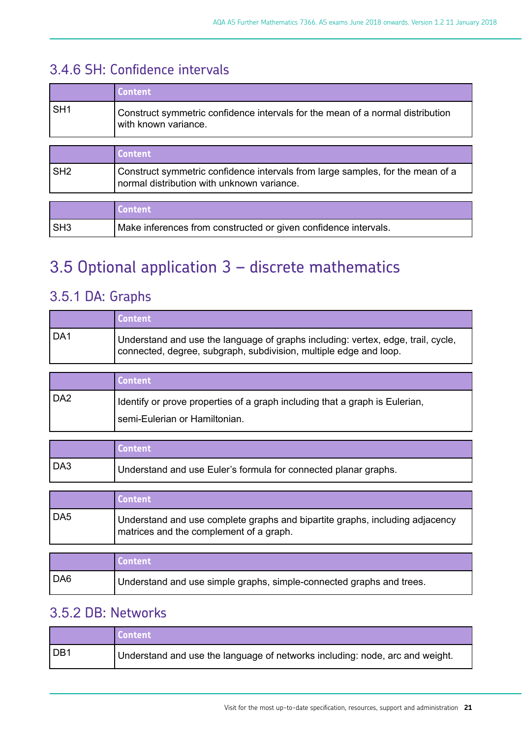### 3.4.6 SH: Confidence intervals

| | Content |
|---|---|
| SH1 | Construct symmetric confidence intervals for the mean of a normal distribution with known variance. |

| | Content |
|---|---|
| SH2 | Construct symmetric confidence intervals from large samples, for the mean of a normal distribution with unknown variance. |

| | Content |
|---|---|
| SH3 | Make inferences from constructed or given confidence intervals. |

## 3.5 Optional application 3 – discrete mathematics

### 3.5.1 DA: Graphs

| | Content |
|---|---|
| DA1 | Understand and use the language of graphs including: vertex, edge, trail, cycle, connected, degree, subgraph, subdivision, multiple edge and loop. |

| | Content |
|---|---|
| DA2 | Identify or prove properties of a graph including that a graph is Eulerian, semi-Eulerian or Hamiltonian. |

| | Content |
|---|---|
| DA3 | Understand and use Euler's formula for connected planar graphs. |

| | Content |
|---|---|
| DA5 | Understand and use complete graphs and bipartite graphs, including adjacency matrices and the complement of a graph. |

| | Content |
|---|---|
| DA6 | Understand and use simple graphs, simple-connected graphs and trees. |

### 3.5.2 DB: Networks

| | Content |
|---|---|
| DB1 | Understand and use the language of networks including: node, arc and weight. |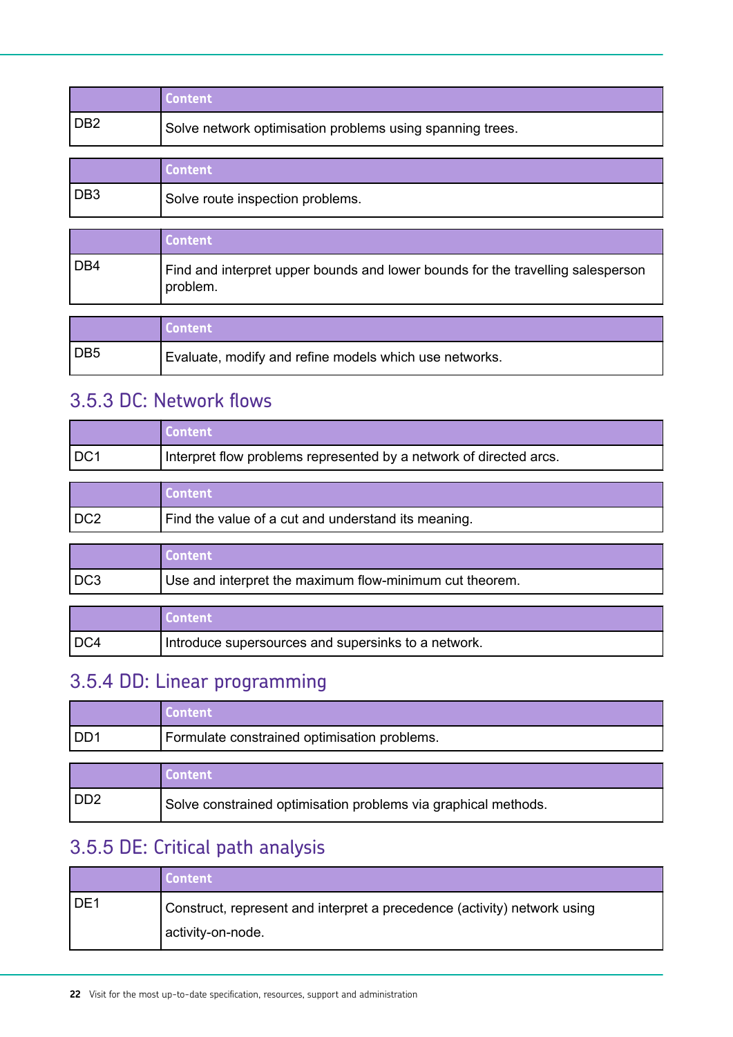| | Content |
|---|---|
| DB2 | Solve network optimisation problems using spanning trees. |

| | Content |
|---|---|
| DB3 | Solve route inspection problems. |

| | Content |
|---|---|
| DB4 | Find and interpret upper bounds and lower bounds for the travelling salesperson problem. |

| | Content |
|---|---|
| DB5 | Evaluate, modify and refine models which use networks. |

### 3.5.3 DC: Network flows

| | Content |
|---|---|
| DC1 | Interpret flow problems represented by a network of directed arcs. |

| | Content |
|---|---|
| DC2 | Find the value of a cut and understand its meaning. |

| | Content |
|---|---|
| DC3 | Use and interpret the maximum flow-minimum cut theorem. |

| | Content |
|---|---|
| DC4 | Introduce supersources and supersinks to a network. |

### 3.5.4 DD: Linear programming

| | Content |
|---|---|
| DD1 | Formulate constrained optimisation problems. |

| | Content |
|---|---|
| DD2 | Solve constrained optimisation problems via graphical methods. |

### 3.5.5 DE: Critical path analysis

| | Content |
|---|---|
| DE1 | Construct, represent and interpret a precedence (activity) network using activity-on-node. |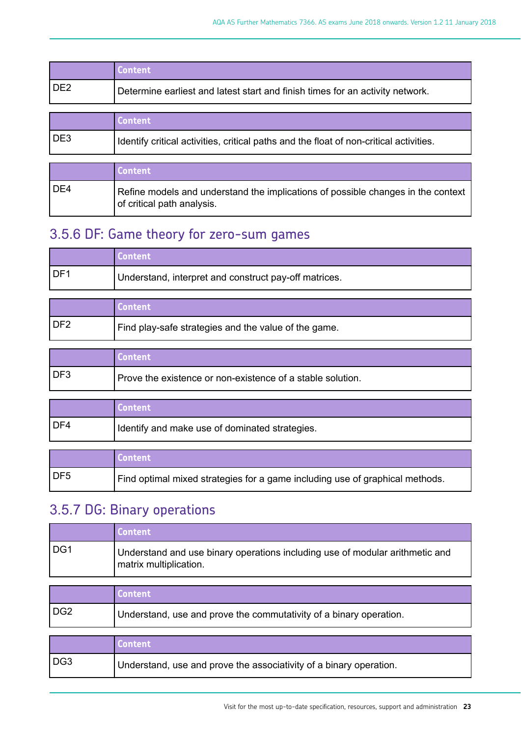| | Content |
|---|---|
| DE2 | Determine earliest and latest start and finish times for an activity network. |

| | Content |
|---|---|
| DE3 | Identify critical activities, critical paths and the float of non-critical activities. |

| | Content |
|---|---|
| DE4 | Refine models and understand the implications of possible changes in the context of critical path analysis. |

### 3.5.6 DF: Game theory for zero-sum games

| | Content |
|---|---|
| DF1 | Understand, interpret and construct pay-off matrices. |

| | Content |
|---|---|
| DF2 | Find play-safe strategies and the value of the game. |

| | Content |
|---|---|
| DF3 | Prove the existence or non-existence of a stable solution. |

| | Content |
|---|---|
| DF4 | Identify and make use of dominated strategies. |

| | Content |
|---|---|
| DF5 | Find optimal mixed strategies for a game including use of graphical methods. |

### 3.5.7 DG: Binary operations

| | Content |
|---|---|
| DG1 | Understand and use binary operations including use of modular arithmetic and matrix multiplication. |

| | Content |
|---|---|
| DG2 | Understand, use and prove the commutativity of a binary operation. |

| | Content |
|---|---|
| DG3 | Understand, use and prove the associativity of a binary operation. |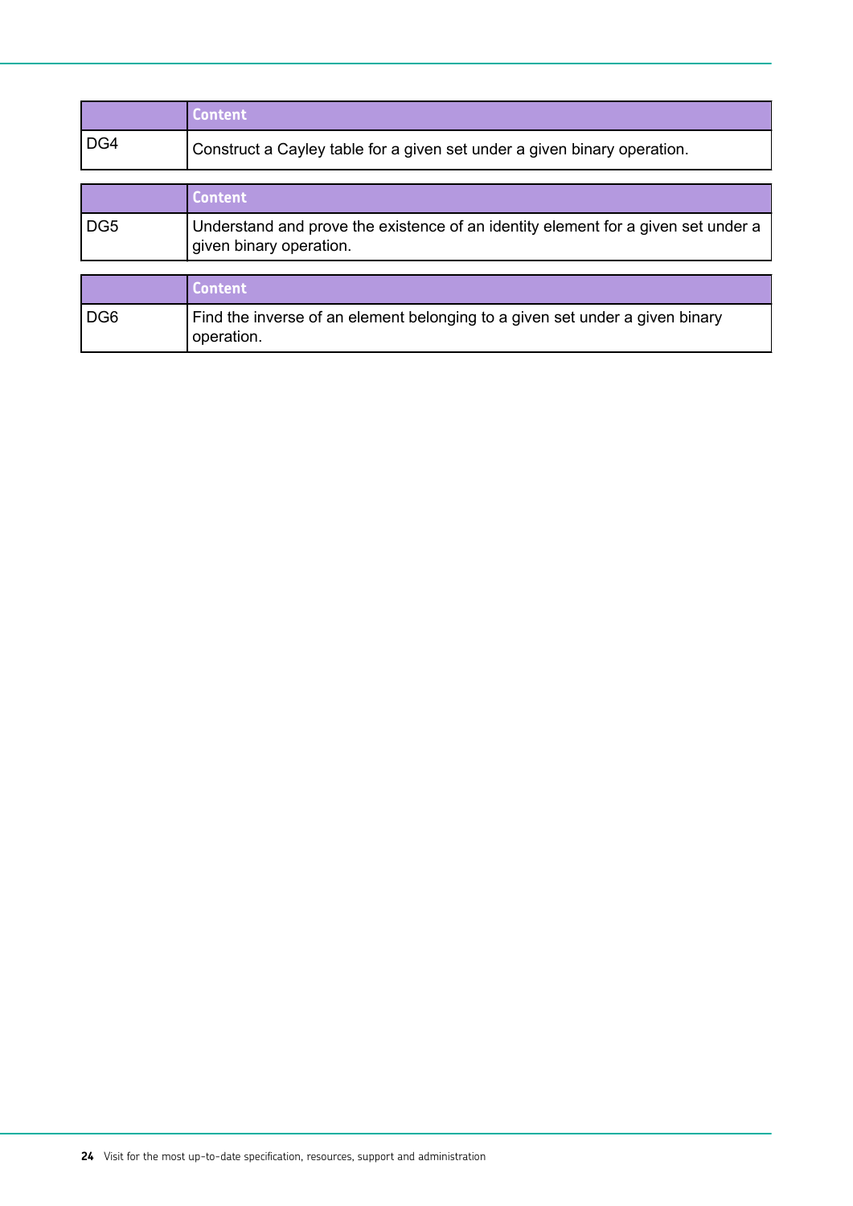| | Content |
|---|---|
| DG4 | Construct a Cayley table for a given set under a given binary operation. |

| | Content |
|---|---|
| DG5 | Understand and prove the existence of an identity element for a given set under a given binary operation. |

| | Content |
|---|---|
| DG6 | Find the inverse of an element belonging to a given set under a given binary operation. |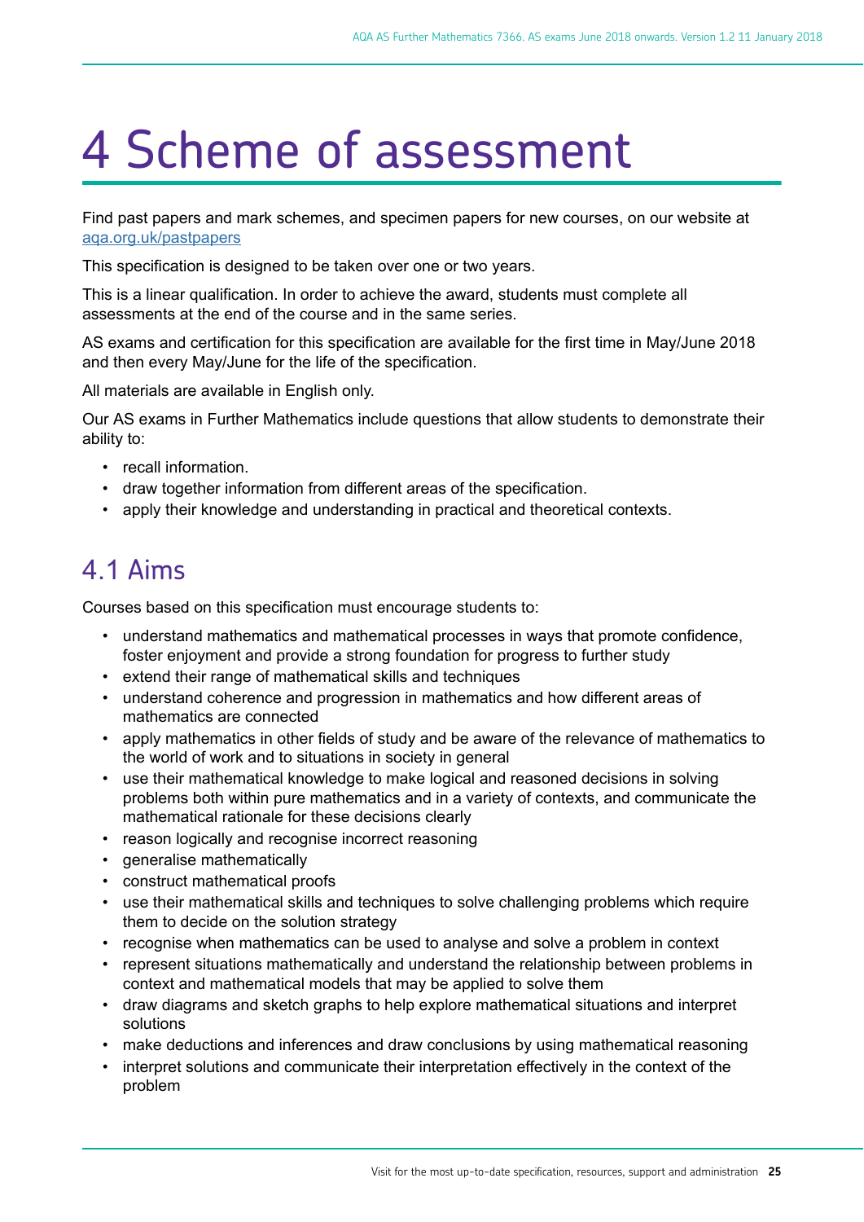# 4 Scheme of assessment

Find past papers and mark schemes, and specimen papers for new courses, on our website at [aqa.org.uk/pastpapers](aqa.org.uk/pastpapers)

This specification is designed to be taken over one or two years.

This is a linear qualification. In order to achieve the award, students must complete all assessments at the end of the course and in the same series.

AS exams and certification for this specification are available for the first time in May/June 2018 and then every May/June for the life of the specification.

All materials are available in English only.

Our AS exams in Further Mathematics include questions that allow students to demonstrate their ability to:

- recall information.
- draw together information from different areas of the specification.
- apply their knowledge and understanding in practical and theoretical contexts.

## 4.1 Aims

Courses based on this specification must encourage students to:

- understand mathematics and mathematical processes in ways that promote confidence, foster enjoyment and provide a strong foundation for progress to further study
- extend their range of mathematical skills and techniques
- understand coherence and progression in mathematics and how different areas of mathematics are connected
- apply mathematics in other fields of study and be aware of the relevance of mathematics to the world of work and to situations in society in general
- use their mathematical knowledge to make logical and reasoned decisions in solving problems both within pure mathematics and in a variety of contexts, and communicate the mathematical rationale for these decisions clearly
- reason logically and recognise incorrect reasoning
- generalise mathematically
- construct mathematical proofs
- use their mathematical skills and techniques to solve challenging problems which require them to decide on the solution strategy
- recognise when mathematics can be used to analyse and solve a problem in context
- represent situations mathematically and understand the relationship between problems in context and mathematical models that may be applied to solve them
- draw diagrams and sketch graphs to help explore mathematical situations and interpret solutions
- make deductions and inferences and draw conclusions by using mathematical reasoning
- interpret solutions and communicate their interpretation effectively in the context of the problem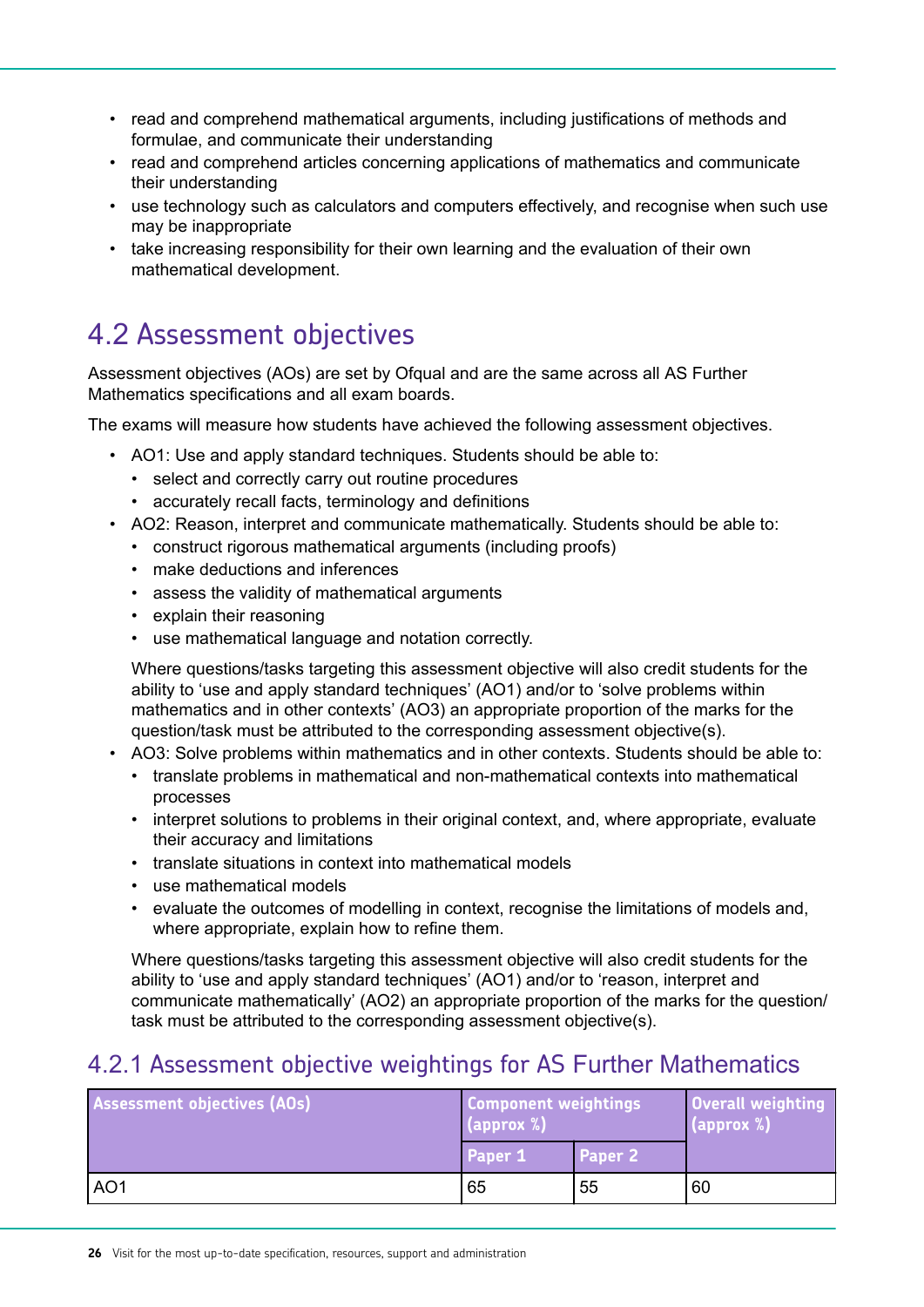- read and comprehend mathematical arguments, including justifications of methods and formulae, and communicate their understanding
- read and comprehend articles concerning applications of mathematics and communicate their understanding
- use technology such as calculators and computers effectively, and recognise when such use may be inappropriate
- take increasing responsibility for their own learning and the evaluation of their own mathematical development.

## 4.2 Assessment objectives

Assessment objectives (AOs) are set by Ofqual and are the same across all AS Further Mathematics specifications and all exam boards.

The exams will measure how students have achieved the following assessment objectives.

- AO1: Use and apply standard techniques. Students should be able to:
  - select and correctly carry out routine procedures
  - accurately recall facts, terminology and definitions
- AO2: Reason, interpret and communicate mathematically. Students should be able to:
  - construct rigorous mathematical arguments (including proofs)
  - make deductions and inferences
  - assess the validity of mathematical arguments
  - explain their reasoning
  - use mathematical language and notation correctly.

  Where questions/tasks targeting this assessment objective will also credit students for the ability to 'use and apply standard techniques' (AO1) and/or to 'solve problems within mathematics and in other contexts' (AO3) an appropriate proportion of the marks for the question/task must be attributed to the corresponding assessment objective(s).
- AO3: Solve problems within mathematics and in other contexts. Students should be able to:
  - translate problems in mathematical and non-mathematical contexts into mathematical processes
  - interpret solutions to problems in their original context, and, where appropriate, evaluate their accuracy and limitations
  - translate situations in context into mathematical models
  - use mathematical models
  - evaluate the outcomes of modelling in context, recognise the limitations of models and, where appropriate, explain how to refine them.

  Where questions/tasks targeting this assessment objective will also credit students for the ability to 'use and apply standard techniques' (AO1) and/or to 'reason, interpret and communicate mathematically' (AO2) an appropriate proportion of the marks for the question/task must be attributed to the corresponding assessment objective(s).

### 4.2.1 Assessment objective weightings for AS Further Mathematics

| Assessment objectives (AOs) | Component weightings (approx %) | | Overall weighting (approx %) |
|---|---|---|---|
| | Paper 1 | Paper 2 | |
| AO1 | 65 | 55 | 60 |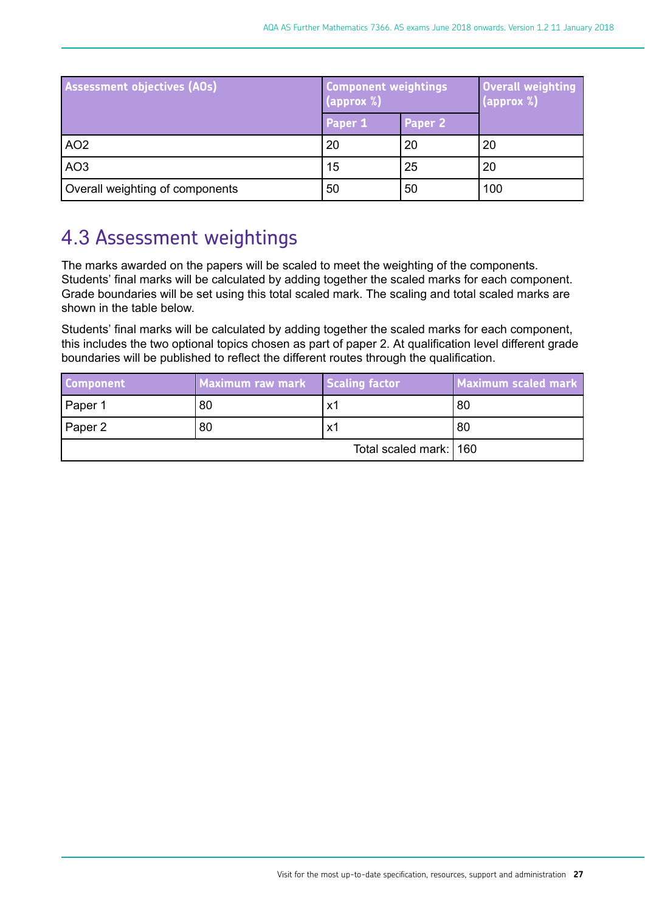| Assessment objectives (AOs) | Component weightings (approx %) | | Overall weighting (approx %) |
|---|---|---|---|
| | Paper 1 | Paper 2 | |
| AO2 | 20 | 20 | 20 |
| AO3 | 15 | 25 | 20 |
| Overall weighting of components | 50 | 50 | 100 |

## 4.3 Assessment weightings

The marks awarded on the papers will be scaled to meet the weighting of the components. Students' final marks will be calculated by adding together the scaled marks for each component. Grade boundaries will be set using this total scaled mark. The scaling and total scaled marks are shown in the table below.

Students' final marks will be calculated by adding together the scaled marks for each component, this includes the two optional topics chosen as part of paper 2. At qualification level different grade boundaries will be published to reflect the different routes through the qualification.

| Component | Maximum raw mark | Scaling factor | Maximum scaled mark |
|---|---|---|---|
| Paper 1 | 80 | x1 | 80 |
| Paper 2 | 80 | x1 | 80 |
| | | Total scaled mark: | 160 |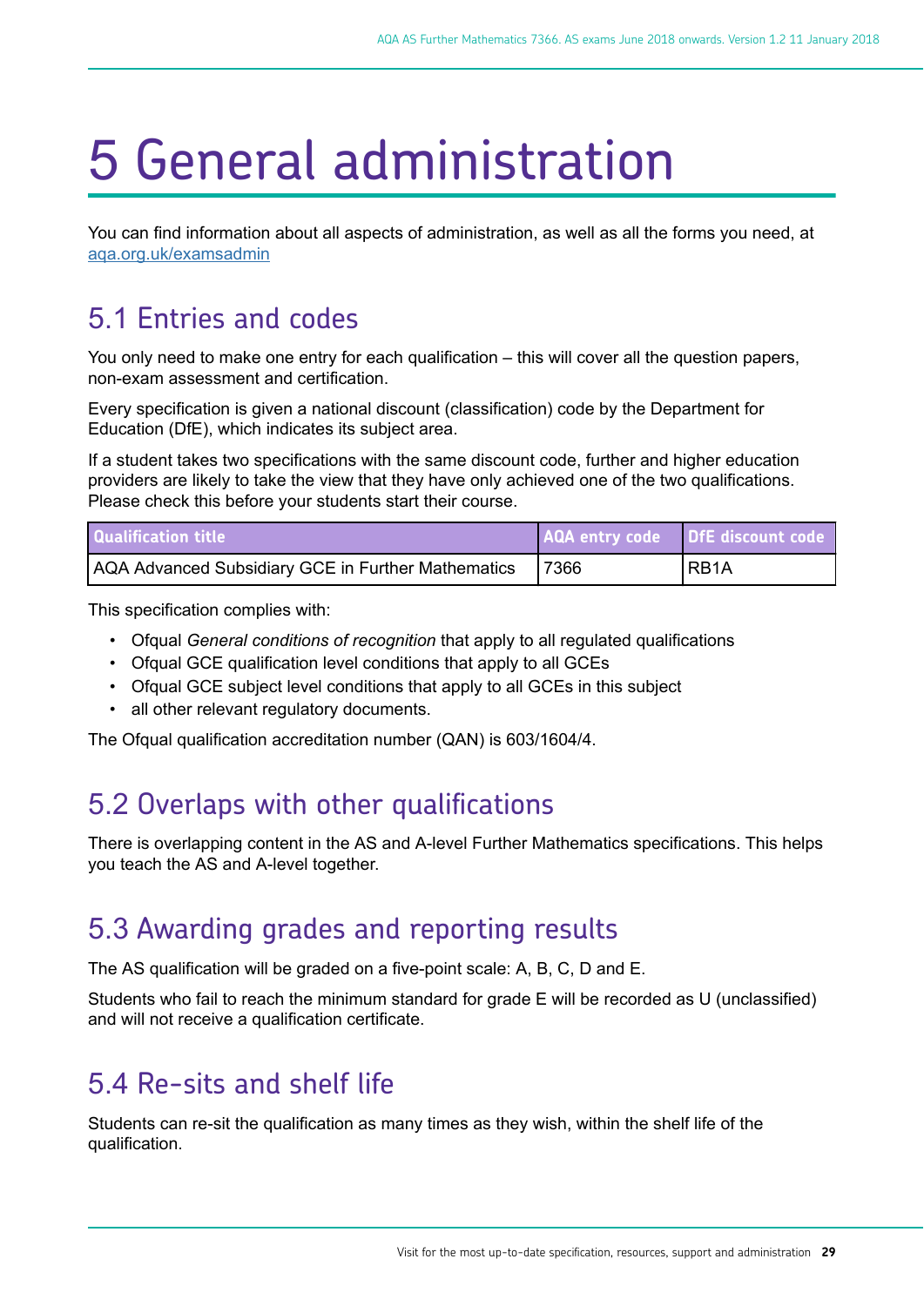# 5 General administration

You can find information about all aspects of administration, as well as all the forms you need, at [aqa.org.uk/examsadmin](aqa.org.uk/examsadmin)

## 5.1 Entries and codes

You only need to make one entry for each qualification – this will cover all the question papers, non-exam assessment and certification.

Every specification is given a national discount (classification) code by the Department for Education (DfE), which indicates its subject area.

If a student takes two specifications with the same discount code, further and higher education providers are likely to take the view that they have only achieved one of the two qualifications. Please check this before your students start their course.

| Qualification title | AQA entry code | DfE discount code |
| --- | --- | --- |
| AQA Advanced Subsidiary GCE in Further Mathematics | 7366 | RB1A |

This specification complies with:

- Ofqual *General conditions of recognition* that apply to all regulated qualifications
- Ofqual GCE qualification level conditions that apply to all GCEs
- Ofqual GCE subject level conditions that apply to all GCEs in this subject
- all other relevant regulatory documents.

The Ofqual qualification accreditation number (QAN) is 603/1604/4.

## 5.2 Overlaps with other qualifications

There is overlapping content in the AS and A-level Further Mathematics specifications. This helps you teach the AS and A-level together.

## 5.3 Awarding grades and reporting results

The AS qualification will be graded on a five-point scale: A, B, C, D and E.

Students who fail to reach the minimum standard for grade E will be recorded as U (unclassified) and will not receive a qualification certificate.

## 5.4 Re-sits and shelf life

Students can re-sit the qualification as many times as they wish, within the shelf life of the qualification.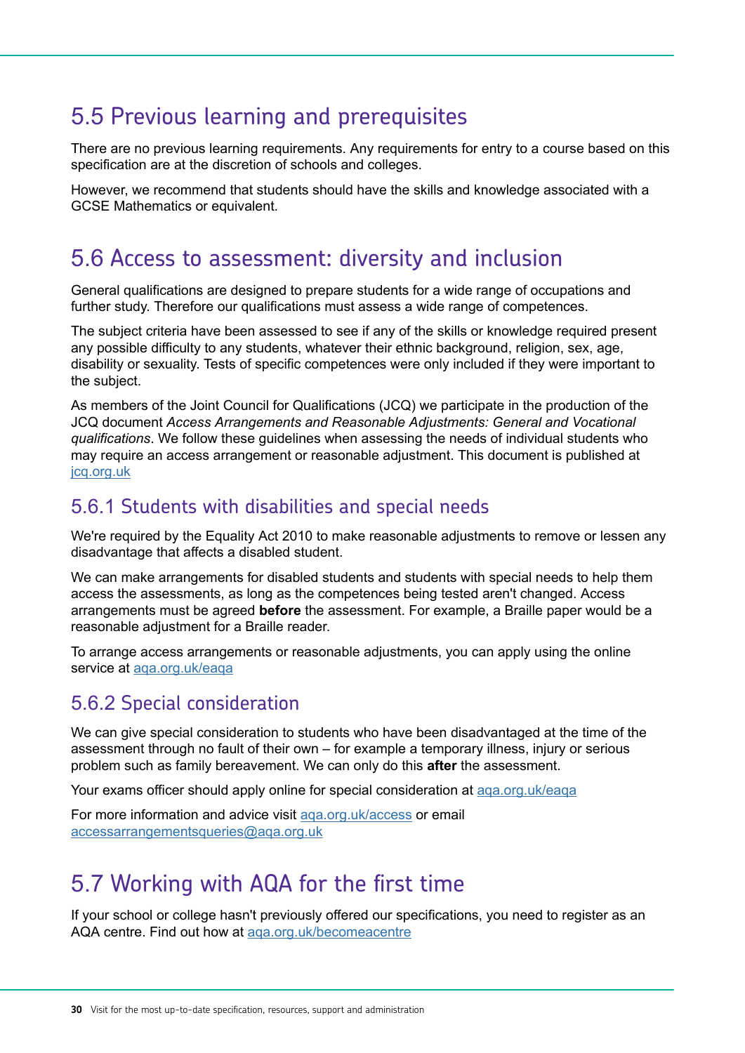## 5.5 Previous learning and prerequisites

There are no previous learning requirements. Any requirements for entry to a course based on this specification are at the discretion of schools and colleges.

However, we recommend that students should have the skills and knowledge associated with a GCSE Mathematics or equivalent.

## 5.6 Access to assessment: diversity and inclusion

General qualifications are designed to prepare students for a wide range of occupations and further study. Therefore our qualifications must assess a wide range of competences.

The subject criteria have been assessed to see if any of the skills or knowledge required present any possible difficulty to any students, whatever their ethnic background, religion, sex, age, disability or sexuality. Tests of specific competences were only included if they were important to the subject.

As members of the Joint Council for Qualifications (JCQ) we participate in the production of the JCQ document *Access Arrangements and Reasonable Adjustments: General and Vocational qualifications*. We follow these guidelines when assessing the needs of individual students who may require an access arrangement or reasonable adjustment. This document is published at jcq.org.uk

### 5.6.1 Students with disabilities and special needs

We're required by the Equality Act 2010 to make reasonable adjustments to remove or lessen any disadvantage that affects a disabled student.

We can make arrangements for disabled students and students with special needs to help them access the assessments, as long as the competences being tested aren't changed. Access arrangements must be agreed **before** the assessment. For example, a Braille paper would be a reasonable adjustment for a Braille reader.

To arrange access arrangements or reasonable adjustments, you can apply using the online service at aqa.org.uk/eaqa

### 5.6.2 Special consideration

We can give special consideration to students who have been disadvantaged at the time of the assessment through no fault of their own – for example a temporary illness, injury or serious problem such as family bereavement. We can only do this **after** the assessment.

Your exams officer should apply online for special consideration at aqa.org.uk/eaqa

For more information and advice visit aqa.org.uk/access or email accessarrangementsqueries@aqa.org.uk

## 5.7 Working with AQA for the first time

If your school or college hasn't previously offered our specifications, you need to register as an AQA centre. Find out how at aqa.org.uk/becomeacentre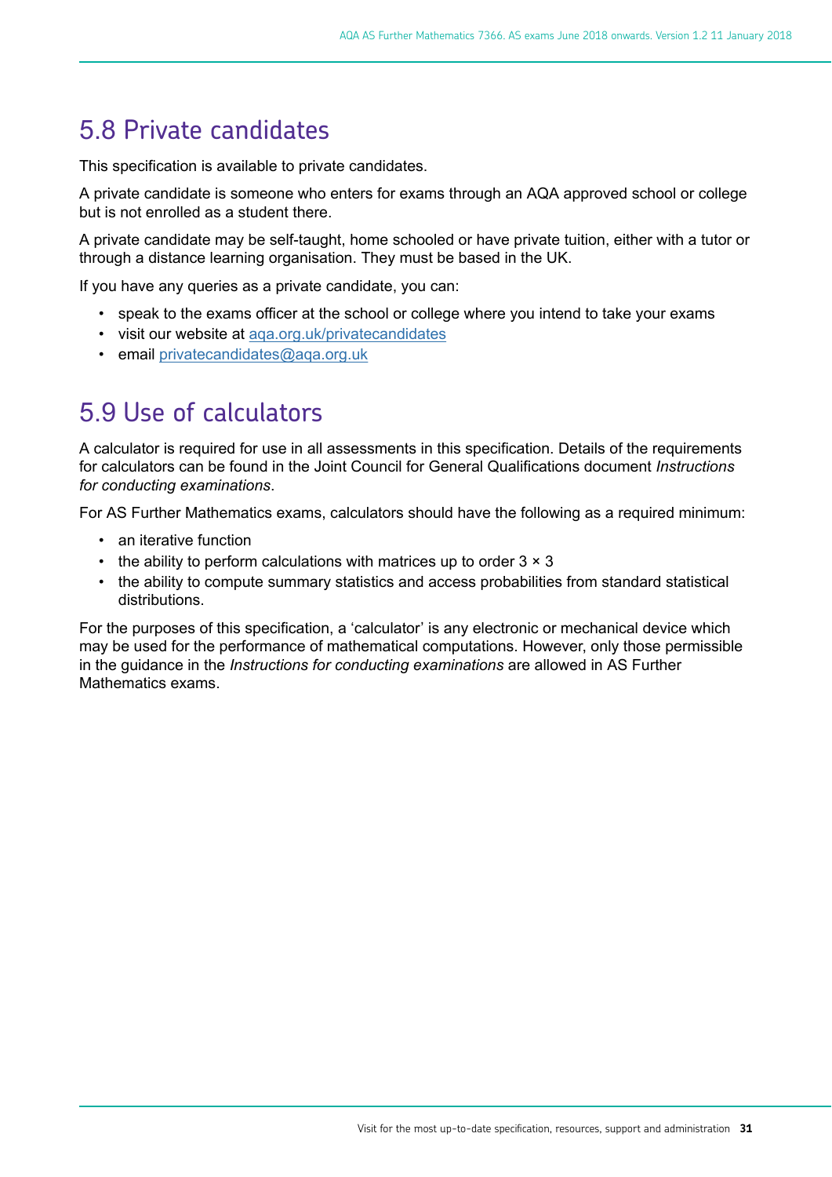## 5.8 Private candidates

This specification is available to private candidates.

A private candidate is someone who enters for exams through an AQA approved school or college but is not enrolled as a student there.

A private candidate may be self-taught, home schooled or have private tuition, either with a tutor or through a distance learning organisation. They must be based in the UK.

If you have any queries as a private candidate, you can:

- speak to the exams officer at the school or college where you intend to take your exams
- visit our website at aqa.org.uk/privatecandidates
- email privatecandidates@aqa.org.uk

## 5.9 Use of calculators

A calculator is required for use in all assessments in this specification. Details of the requirements for calculators can be found in the Joint Council for General Qualifications document *Instructions for conducting examinations*.

For AS Further Mathematics exams, calculators should have the following as a required minimum:

- an iterative function
- the ability to perform calculations with matrices up to order 3 × 3
- the ability to compute summary statistics and access probabilities from standard statistical distributions.

For the purposes of this specification, a 'calculator' is any electronic or mechanical device which may be used for the performance of mathematical computations. However, only those permissible in the guidance in the *Instructions for conducting examinations* are allowed in AS Further Mathematics exams.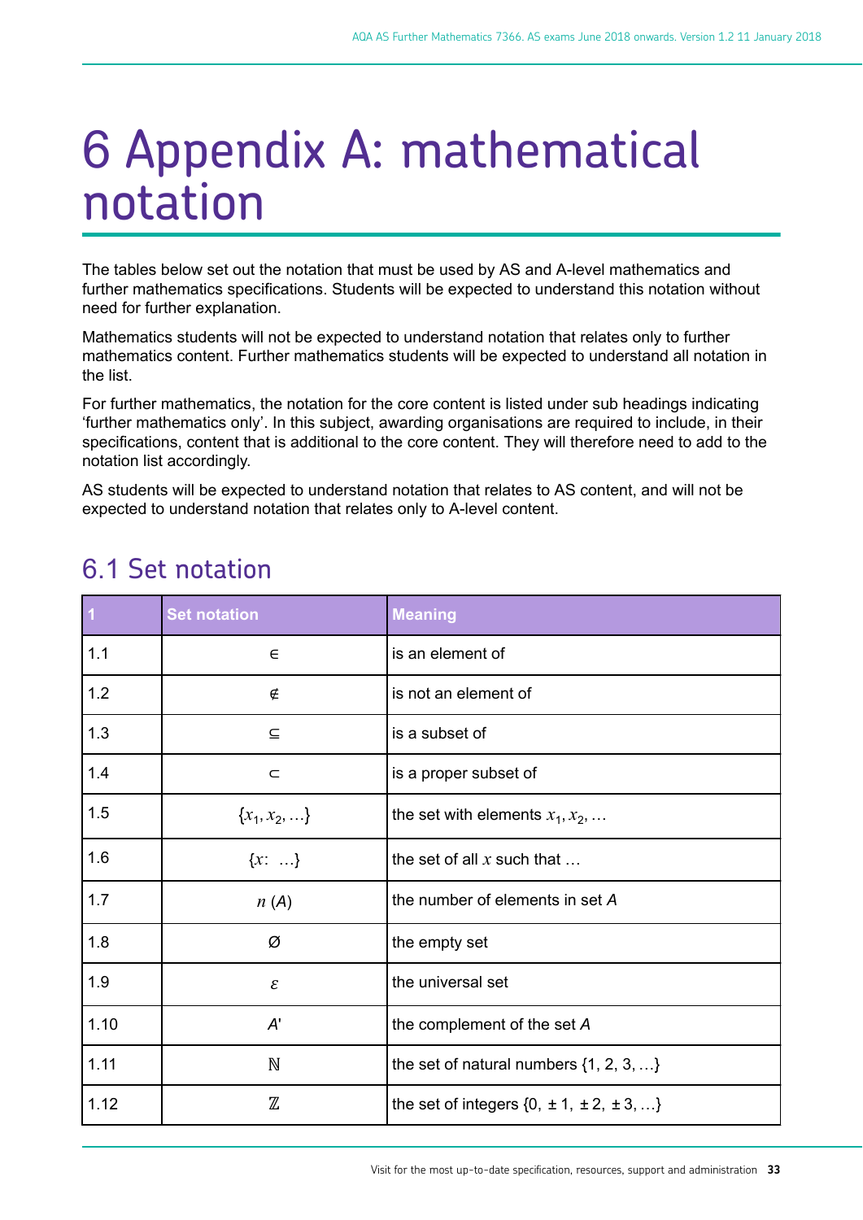# 6 Appendix A: mathematical notation

The tables below set out the notation that must be used by AS and A-level mathematics and further mathematics specifications. Students will be expected to understand this notation without need for further explanation.

Mathematics students will not be expected to understand notation that relates only to further mathematics content. Further mathematics students will be expected to understand all notation in the list.

For further mathematics, the notation for the core content is listed under sub headings indicating 'further mathematics only'. In this subject, awarding organisations are required to include, in their specifications, content that is additional to the core content. They will therefore need to add to the notation list accordingly.

AS students will be expected to understand notation that relates to AS content, and will not be expected to understand notation that relates only to A-level content.

## 6.1 Set notation

| 1 | Set notation | Meaning |
|---|---|---|
| 1.1 | $\in$ | is an element of |
| 1.2 | $\notin$ | is not an element of |
| 1.3 | $\subseteq$ | is a subset of |
| 1.4 | $\subset$ | is a proper subset of |
| 1.5 | $\{x_1, x_2, \ldots\}$ | the set with elements $x_1, x_2, \ldots$ |
| 1.6 | $\{x: \ \ldots\}$ | the set of all $x$ such that … |
| 1.7 | $n(A)$ | the number of elements in set $A$ |
| 1.8 | $\varnothing$ | the empty set |
| 1.9 | $\varepsilon$ | the universal set |
| 1.10 | $A'$ | the complement of the set $A$ |
| 1.11 | $\mathbb{N}$ | the set of natural numbers $\{1, 2, 3, \ldots\}$ |
| 1.12 | $\mathbb{Z}$ | the set of integers $\{0, \pm 1, \pm 2, \pm 3, \ldots\}$ |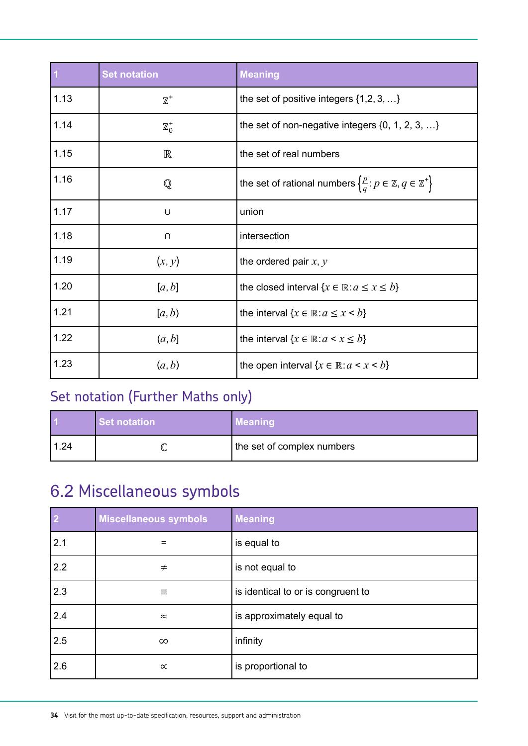| 1 | Set notation | Meaning |
|---|---|---|
| 1.13 | $\mathbb{Z}^+$ | the set of positive integers {1,2, 3, …} |
| 1.14 | $\mathbb{Z}_0^+$ | the set of non-negative integers {0, 1, 2, 3, …} |
| 1.15 | $\mathbb{R}$ | the set of real numbers |
| 1.16 | $\mathbb{Q}$ | the set of rational numbers $\left\{\frac{p}{q} : p \in \mathbb{Z}, q \in \mathbb{Z}^+\right\}$ |
| 1.17 | $\cup$ | union |
| 1.18 | $\cap$ | intersection |
| 1.19 | $(x, y)$ | the ordered pair $x, y$ |
| 1.20 | $[a, b]$ | the closed interval $\{x \in \mathbb{R} : a \le x \le b\}$ |
| 1.21 | $[a, b)$ | the interval $\{x \in \mathbb{R} : a \le x < b\}$ |
| 1.22 | $(a, b]$ | the interval $\{x \in \mathbb{R} : a < x \le b\}$ |
| 1.23 | $(a, b)$ | the open interval $\{x \in \mathbb{R} : a < x < b\}$ |

## Set notation (Further Maths only)

| 1 | Set notation | Meaning |
|---|---|---|
| 1.24 | $\mathbb{C}$ | the set of complex numbers |

# 6.2 Miscellaneous symbols

| 2 | Miscellaneous symbols | Meaning |
|---|---|---|
| 2.1 | $=$ | is equal to |
| 2.2 | $\neq$ | is not equal to |
| 2.3 | $\equiv$ | is identical to or is congruent to |
| 2.4 | $\approx$ | is approximately equal to |
| 2.5 | $\infty$ | infinity |
| 2.6 | $\propto$ | is proportional to |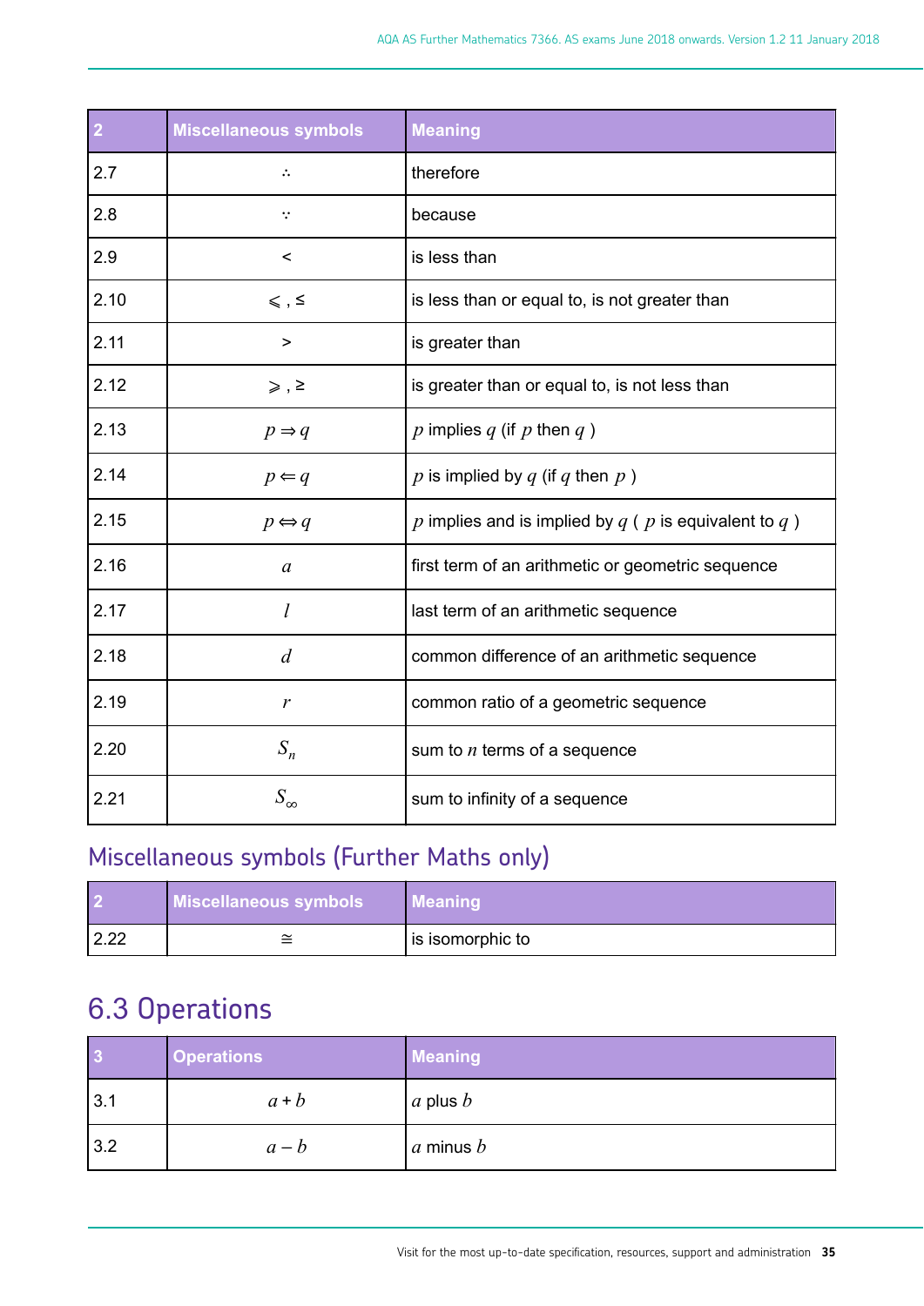| 2 | Miscellaneous symbols | Meaning |
|---|---|---|
| 2.7 | $\therefore$ | therefore |
| 2.8 | $\because$ | because |
| 2.9 | $<$ | is less than |
| 2.10 | $\leqslant$ , $\leq$ | is less than or equal to, is not greater than |
| 2.11 | $>$ | is greater than |
| 2.12 | $\geqslant$ , $\geq$ | is greater than or equal to, is not less than |
| 2.13 | $p \Rightarrow q$ | $p$ implies $q$ (if $p$ then $q$ ) |
| 2.14 | $p \Leftarrow q$ | $p$ is implied by $q$ (if $q$ then $p$ ) |
| 2.15 | $p \Leftrightarrow q$ | $p$ implies and is implied by $q$ ( $p$ is equivalent to $q$ ) |
| 2.16 | $a$ | first term of an arithmetic or geometric sequence |
| 2.17 | $l$ | last term of an arithmetic sequence |
| 2.18 | $d$ | common difference of an arithmetic sequence |
| 2.19 | $r$ | common ratio of a geometric sequence |
| 2.20 | $S_n$ | sum to $n$ terms of a sequence |
| 2.21 | $S_\infty$ | sum to infinity of a sequence |

## Miscellaneous symbols (Further Maths only)

| 2 | Miscellaneous symbols | Meaning |
|---|---|---|
| 2.22 | $\cong$ | is isomorphic to |

## 6.3 Operations

| 3 | Operations | Meaning |
|---|---|---|
| 3.1 | $a + b$ | $a$ plus $b$ |
| 3.2 | $a - b$ | $a$ minus $b$ |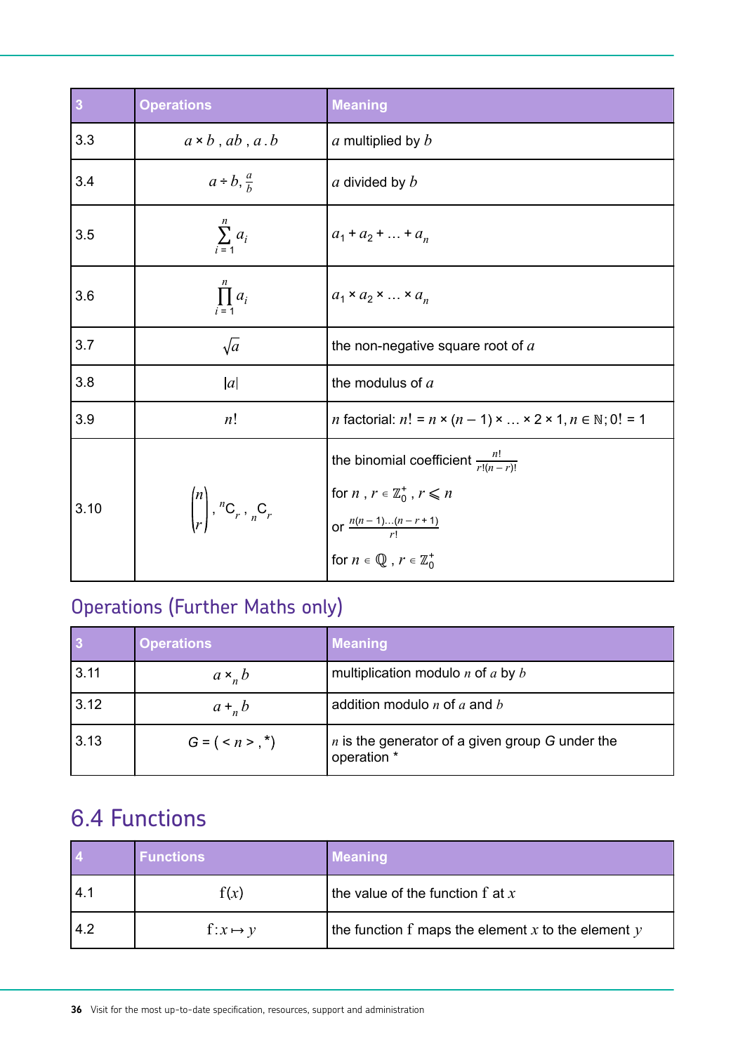| 3 | Operations | Meaning |
|---|---|---|
| 3.3 | $a \times b$ , $ab$ , $a.b$ | $a$ multiplied by $b$ |
| 3.4 | $a \div b, \frac{a}{b}$ | $a$ divided by $b$ |
| 3.5 | $\sum_{i=1}^{n} a_i$ | $a_1 + a_2 + \ldots + a_n$ |
| 3.6 | $\prod_{i=1}^{n} a_i$ | $a_1 \times a_2 \times \ldots \times a_n$ |
| 3.7 | $\sqrt{a}$ | the non-negative square root of $a$ |
| 3.8 | $\|a\|$ | the modulus of $a$ |
| 3.9 | $n!$ | $n$ factorial: $n! = n \times (n-1) \times \ldots \times 2 \times 1, n \in \mathbb{N}; 0! = 1$ |
| 3.10 | $\binom{n}{r}$, ${}^{n}C_{r}$ , ${}_{n}C_{r}$ | the binomial coefficient $\frac{n!}{r!(n-r)!}$ for $n$ , $r \in \mathbb{Z}_0^+$ , $r \leqslant n$ or $\frac{n(n-1)\ldots(n-r+1)}{r!}$ for $n \in \mathbb{Q}$ , $r \in \mathbb{Z}_0^+$ |

## Operations (Further Maths only)

| 3 | Operations | Meaning |
|---|---|---|
| 3.11 | $a \times_n b$ | multiplication modulo $n$ of $a$ by $b$ |
| 3.12 | $a +_n b$ | addition modulo $n$ of $a$ and $b$ |
| 3.13 | $G = ( < n > , *)$ | $n$ is the generator of a given group $G$ under the operation * |

# 6.4 Functions

| 4 | Functions | Meaning |
|---|---|---|
| 4.1 | $\mathrm{f}(x)$ | the value of the function $\mathrm{f}$ at $x$ |
| 4.2 | $\mathrm{f}: x \mapsto y$ | the function $\mathrm{f}$ maps the element $x$ to the element $y$ |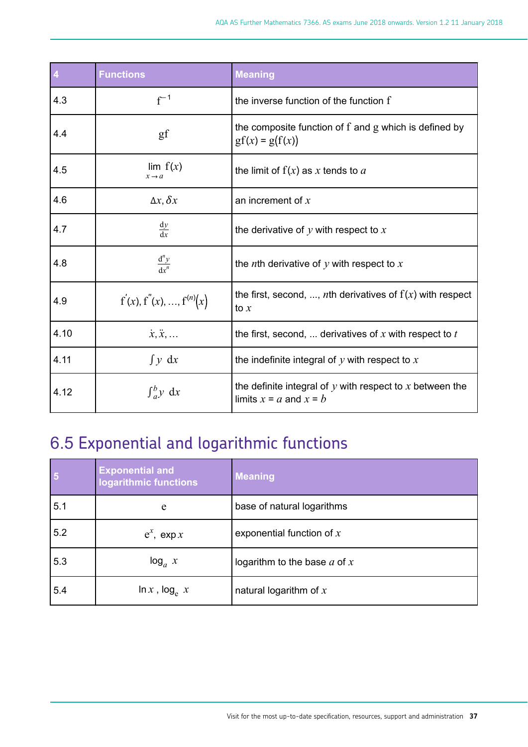| 4 | Functions | Meaning |
|---|---|---|
| 4.3 | $\mathrm{f}^{-1}$ | the inverse function of the function $\mathrm{f}$ |
| 4.4 | $\mathrm{gf}$ | the composite function of $\mathrm{f}$ and $\mathrm{g}$ which is defined by $\mathrm{gf}(x) = \mathrm{g}(\mathrm{f}(x))$ |
| 4.5 | $\lim\limits_{x \to a} \mathrm{f}(x)$ | the limit of $\mathrm{f}(x)$ as $x$ tends to $a$ |
| 4.6 | $\Delta x, \delta x$ | an increment of $x$ |
| 4.7 | $\frac{\mathrm{d}y}{\mathrm{d}x}$ | the derivative of $y$ with respect to $x$ |
| 4.8 | $\frac{\mathrm{d}^n y}{\mathrm{d}x^n}$ | the $n$th derivative of $y$ with respect to $x$ |
| 4.9 | $\mathrm{f}'(x), \mathrm{f}''(x), \ldots, \mathrm{f}^{(n)}(x)$ | the first, second, ..., $n$th derivatives of $\mathrm{f}(x)$ with respect to $x$ |
| 4.10 | $\dot{x}, \ddot{x}, \ldots$ | the first, second, ... derivatives of $x$ with respect to $t$ |
| 4.11 | $\int y \, \mathrm{d}x$ | the indefinite integral of $y$ with respect to $x$ |
| 4.12 | $\int_a^b y \, \mathrm{d}x$ | the definite integral of $y$ with respect to $x$ between the limits $x = a$ and $x = b$ |

## 6.5 Exponential and logarithmic functions

| 5 | Exponential and logarithmic functions | Meaning |
|---|---|---|
| 5.1 | $\mathrm{e}$ | base of natural logarithms |
| 5.2 | $\mathrm{e}^x$, $\exp x$ | exponential function of $x$ |
| 5.3 | $\log_a x$ | logarithm to the base $a$ of $x$ |
| 5.4 | $\ln x$ , $\log_{\mathrm{e}} x$ | natural logarithm of $x$ |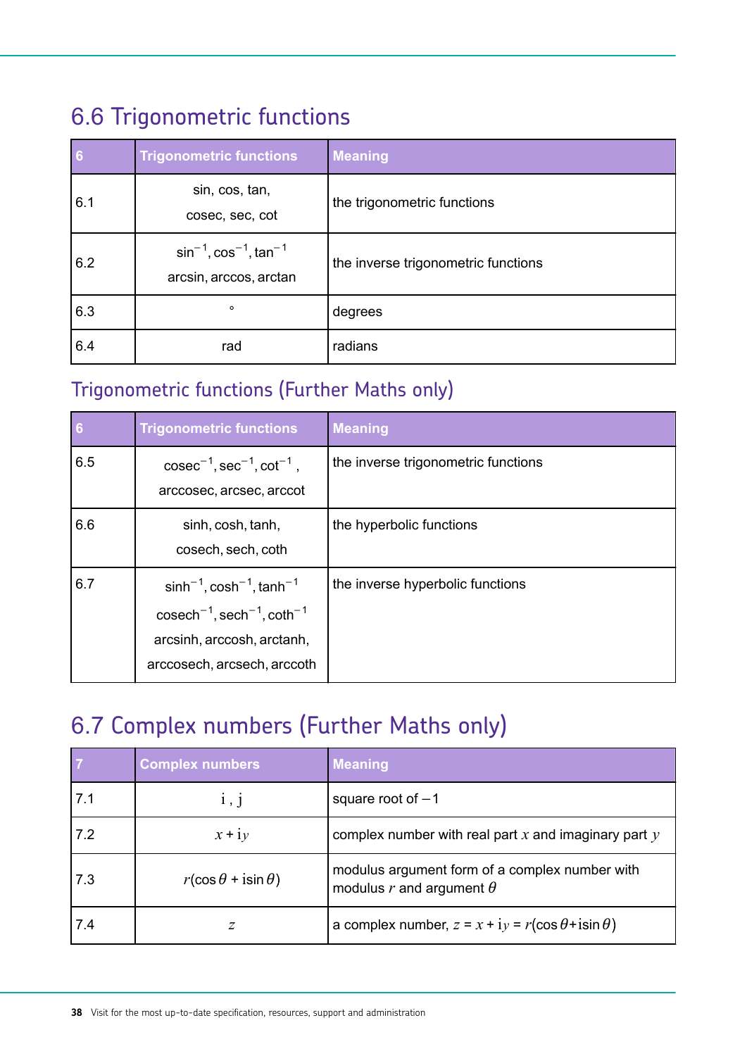## 6.6 Trigonometric functions

| 6 | Trigonometric functions | Meaning |
|---|---|---|
| 6.1 | sin, cos, tan, cosec, sec, cot | the trigonometric functions |
| 6.2 | $\sin^{-1}, \cos^{-1}, \tan^{-1}$ arcsin, arccos, arctan | the inverse trigonometric functions |
| 6.3 | $^\circ$ | degrees |
| 6.4 | rad | radians |

### Trigonometric functions (Further Maths only)

| 6 | Trigonometric functions | Meaning |
|---|---|---|
| 6.5 | $\text{cosec}^{-1}, \sec^{-1}, \cot^{-1}$, arccosec, arcsec, arccot | the inverse trigonometric functions |
| 6.6 | sinh, cosh, tanh, cosech, sech, coth | the hyperbolic functions |
| 6.7 | $\sinh^{-1}, \cosh^{-1}, \tanh^{-1}$ $\text{cosech}^{-1}, \text{sech}^{-1}, \text{coth}^{-1}$ arcsinh, arccosh, arctanh, arccosech, arcsech, arccoth | the inverse hyperbolic functions |

## 6.7 Complex numbers (Further Maths only)

| 7 | Complex numbers | Meaning |
|---|---|---|
| 7.1 | i , j | square root of $-1$ |
| 7.2 | $x + \text{i}y$ | complex number with real part $x$ and imaginary part $y$ |
| 7.3 | $r(\cos\theta + \text{i}\sin\theta)$ | modulus argument form of a complex number with modulus $r$ and argument $\theta$ |
| 7.4 | $z$ | a complex number, $z = x + \text{i}y = r(\cos\theta + \text{i}\sin\theta)$ |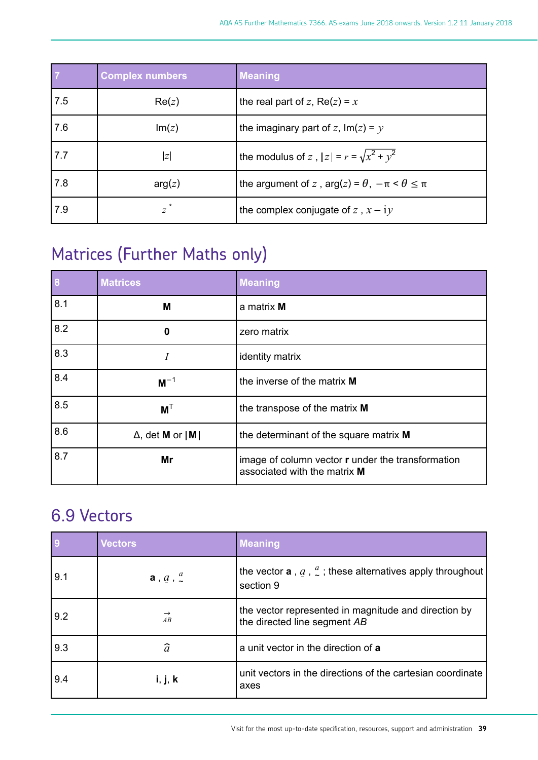| 7 | Complex numbers | Meaning |
|---|---|---|
| 7.5 | $\text{Re}(z)$ | the real part of $z$, $\text{Re}(z) = x$ |
| 7.6 | $\text{Im}(z)$ | the imaginary part of $z$, $\text{Im}(z) = y$ |
| 7.7 | $\lvert z \rvert$ | the modulus of $z$ , $\lvert z \rvert = r = \sqrt{x^2 + y^2}$ |
| 7.8 | $\arg(z)$ | the argument of $z$ , $\arg(z) = \theta, \ -\pi < \theta \leq \pi$ |
| 7.9 | $z^*$ | the complex conjugate of $z$ , $x - \text{i}y$ |

## Matrices (Further Maths only)

| 8 | Matrices | Meaning |
|---|---|---|
| 8.1 | $\mathbf{M}$ | a matrix $\mathbf{M}$ |
| 8.2 | $\mathbf{0}$ | zero matrix |
| 8.3 | $I$ | identity matrix |
| 8.4 | $\mathbf{M}^{-1}$ | the inverse of the matrix $\mathbf{M}$ |
| 8.5 | $\mathbf{M}^{\text{T}}$ | the transpose of the matrix $\mathbf{M}$ |
| 8.6 | $\Delta$, det $\mathbf{M}$ or $\lvert\mathbf{M}\rvert$ | the determinant of the square matrix $\mathbf{M}$ |
| 8.7 | $\mathbf{Mr}$ | image of column vector $\mathbf{r}$ under the transformation associated with the matrix $\mathbf{M}$ |

## 6.9 Vectors

| 9 | Vectors | Meaning |
|---|---|---|
| 9.1 | $\mathbf{a}$ , $\underline{a}$ , $\underset{\sim}{a}$ | the vector $\mathbf{a}$ , $\underline{a}$ , $\underset{\sim}{a}$ ; these alternatives apply throughout section 9 |
| 9.2 | $\overrightarrow{AB}$ | the vector represented in magnitude and direction by the directed line segment $AB$ |
| 9.3 | $\hat{a}$ | a unit vector in the direction of $\mathbf{a}$ |
| 9.4 | $\mathbf{i}, \mathbf{j}, \mathbf{k}$ | unit vectors in the directions of the cartesian coordinate axes |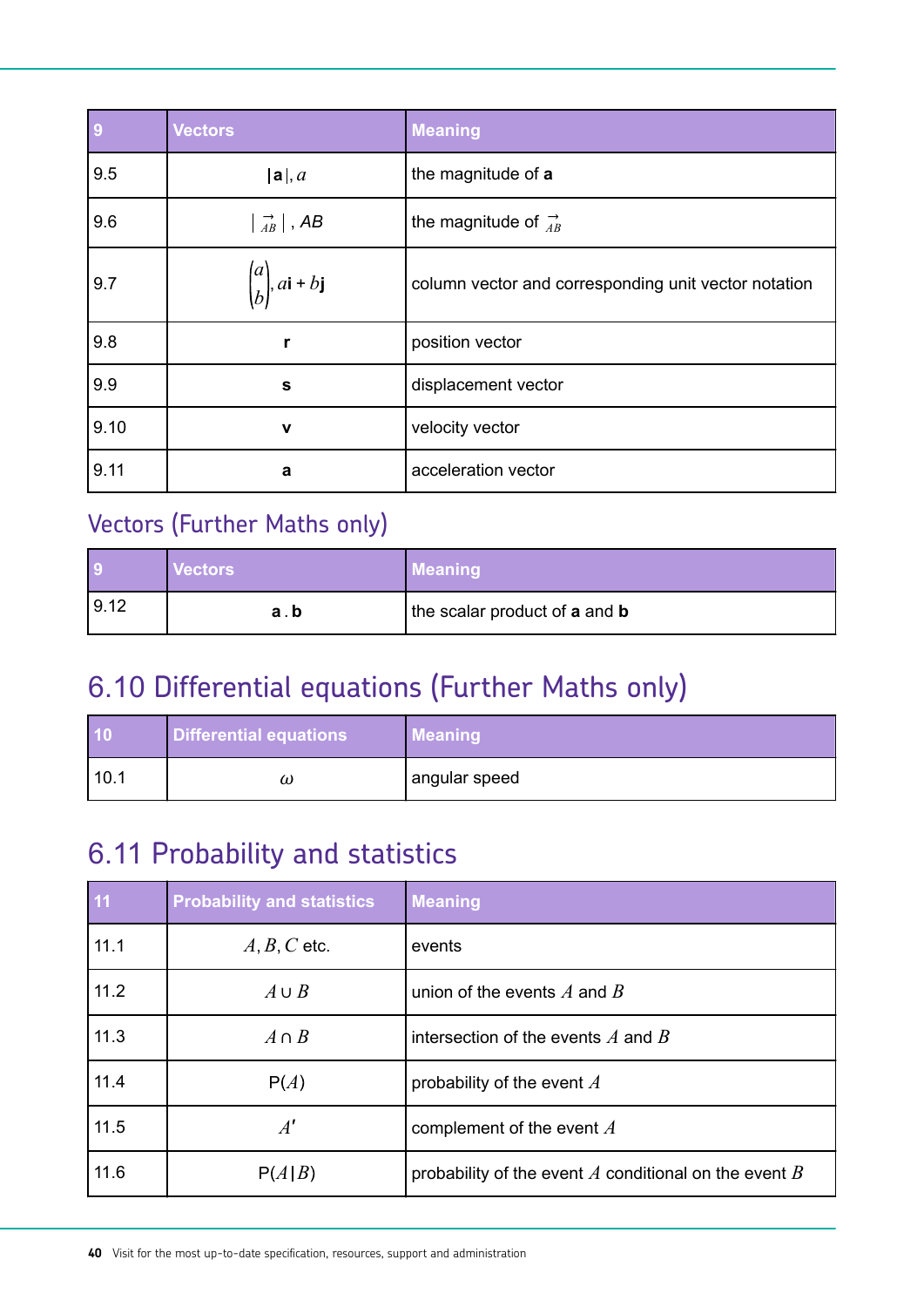| 9 | Vectors | Meaning |
|---|---|---|
| 9.5 | $\|\mathbf{a}\|, a$ | the magnitude of **a** |
| 9.6 | $\|\overrightarrow{AB}\|$, $AB$ | the magnitude of $\overrightarrow{AB}$ |
| 9.7 | $\begin{pmatrix} a \\ b \end{pmatrix}, a\mathbf{i} + b\mathbf{j}$ | column vector and corresponding unit vector notation |
| 9.8 | **r** | position vector |
| 9.9 | **s** | displacement vector |
| 9.10 | **v** | velocity vector |
| 9.11 | **a** | acceleration vector |

## Vectors (Further Maths only)

| 9 | Vectors | Meaning |
|---|---|---|
| 9.12 | **a** . **b** | the scalar product of **a** and **b** |

# 6.10 Differential equations (Further Maths only)

| 10 | Differential equations | Meaning |
|---|---|---|
| 10.1 | $\omega$ | angular speed |

# 6.11 Probability and statistics

| 11 | Probability and statistics | Meaning |
|---|---|---|
| 11.1 | $A, B, C$ etc. | events |
| 11.2 | $A \cup B$ | union of the events $A$ and $B$ |
| 11.3 | $A \cap B$ | intersection of the events $A$ and $B$ |
| 11.4 | $\mathrm{P}(A)$ | probability of the event $A$ |
| 11.5 | $A'$ | complement of the event $A$ |
| 11.6 | $\mathrm{P}(A\|B)$ | probability of the event $A$ conditional on the event $B$ |

Visit for the most up-to-date specification, resources, support and administration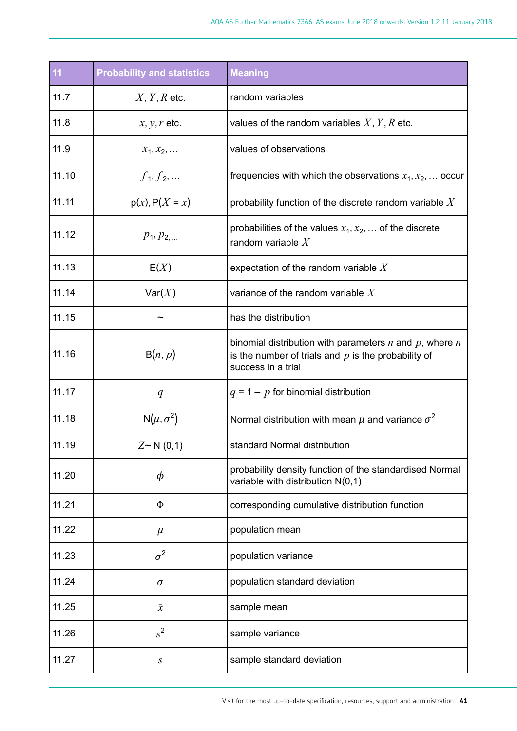| 11 | Probability and statistics | Meaning |
|---|---|---|
| 11.7 | $X, Y, R$ etc. | random variables |
| 11.8 | $x, y, r$ etc. | values of the random variables $X, Y, R$ etc. |
| 11.9 | $x_1, x_2, \ldots$ | values of observations |
| 11.10 | $f_1, f_2, \ldots$ | frequencies with which the observations $x_1, x_2, \ldots$ occur |
| 11.11 | $\mathrm{p}(x), \mathrm{P}(X = x)$ | probability function of the discrete random variable $X$ |
| 11.12 | $p_1, p_{2, \ldots}$ | probabilities of the values $x_1, x_2, \ldots$ of the discrete random variable $X$ |
| 11.13 | $\mathrm{E}(X)$ | expectation of the random variable $X$ |
| 11.14 | $\mathrm{Var}(X)$ | variance of the random variable $X$ |
| 11.15 | ~ | has the distribution |
| 11.16 | $\mathrm{B}(n, p)$ | binomial distribution with parameters $n$ and $p$, where $n$ is the number of trials and $p$ is the probability of success in a trial |
| 11.17 | $q$ | $q = 1 - p$ for binomial distribution |
| 11.18 | $\mathrm{N}(\mu, \sigma^2)$ | Normal distribution with mean $\mu$ and variance $\sigma^2$ |
| 11.19 | $Z \sim \mathrm{N}(0,1)$ | standard Normal distribution |
| 11.20 | $\phi$ | probability density function of the standardised Normal variable with distribution N(0,1) |
| 11.21 | $\Phi$ | corresponding cumulative distribution function |
| 11.22 | $\mu$ | population mean |
| 11.23 | $\sigma^2$ | population variance |
| 11.24 | $\sigma$ | population standard deviation |
| 11.25 | $\bar{x}$ | sample mean |
| 11.26 | $s^2$ | sample variance |
| 11.27 | $s$ | sample standard deviation |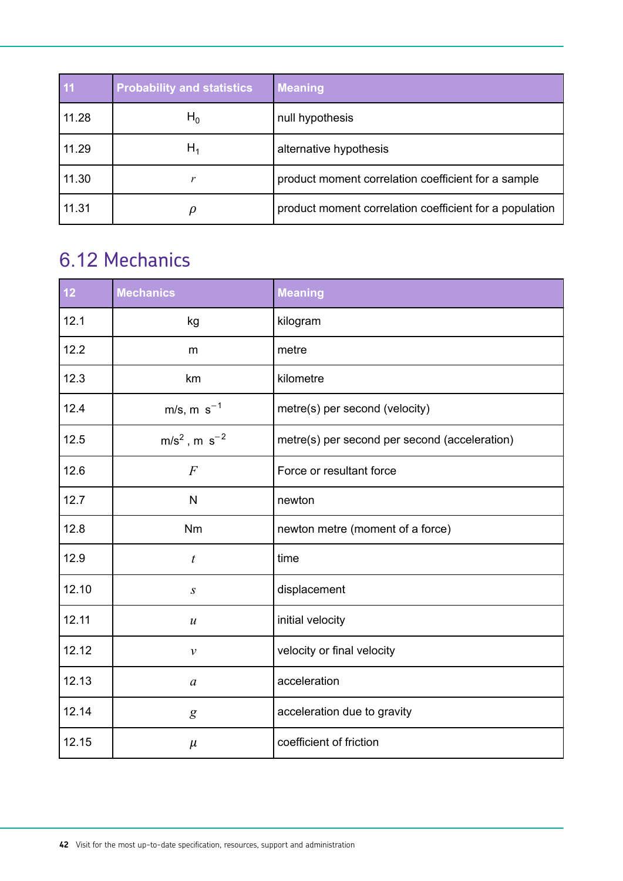| 11 | Probability and statistics | Meaning |
|---|---|---|
| 11.28 | $H_0$ | null hypothesis |
| 11.29 | $H_1$ | alternative hypothesis |
| 11.30 | $r$ | product moment correlation coefficient for a sample |
| 11.31 | $\rho$ | product moment correlation coefficient for a population |

## 6.12 Mechanics

| 12 | Mechanics | Meaning |
|---|---|---|
| 12.1 | kg | kilogram |
| 12.2 | m | metre |
| 12.3 | km | kilometre |
| 12.4 | m/s, m $s^{-1}$ | metre(s) per second (velocity) |
| 12.5 | m/$s^2$ , m $s^{-2}$ | metre(s) per second per second (acceleration) |
| 12.6 | $F$ | Force or resultant force |
| 12.7 | N | newton |
| 12.8 | Nm | newton metre (moment of a force) |
| 12.9 | $t$ | time |
| 12.10 | $s$ | displacement |
| 12.11 | $u$ | initial velocity |
| 12.12 | $v$ | velocity or final velocity |
| 12.13 | $a$ | acceleration |
| 12.14 | $g$ | acceleration due to gravity |
| 12.15 | $\mu$ | coefficient of friction |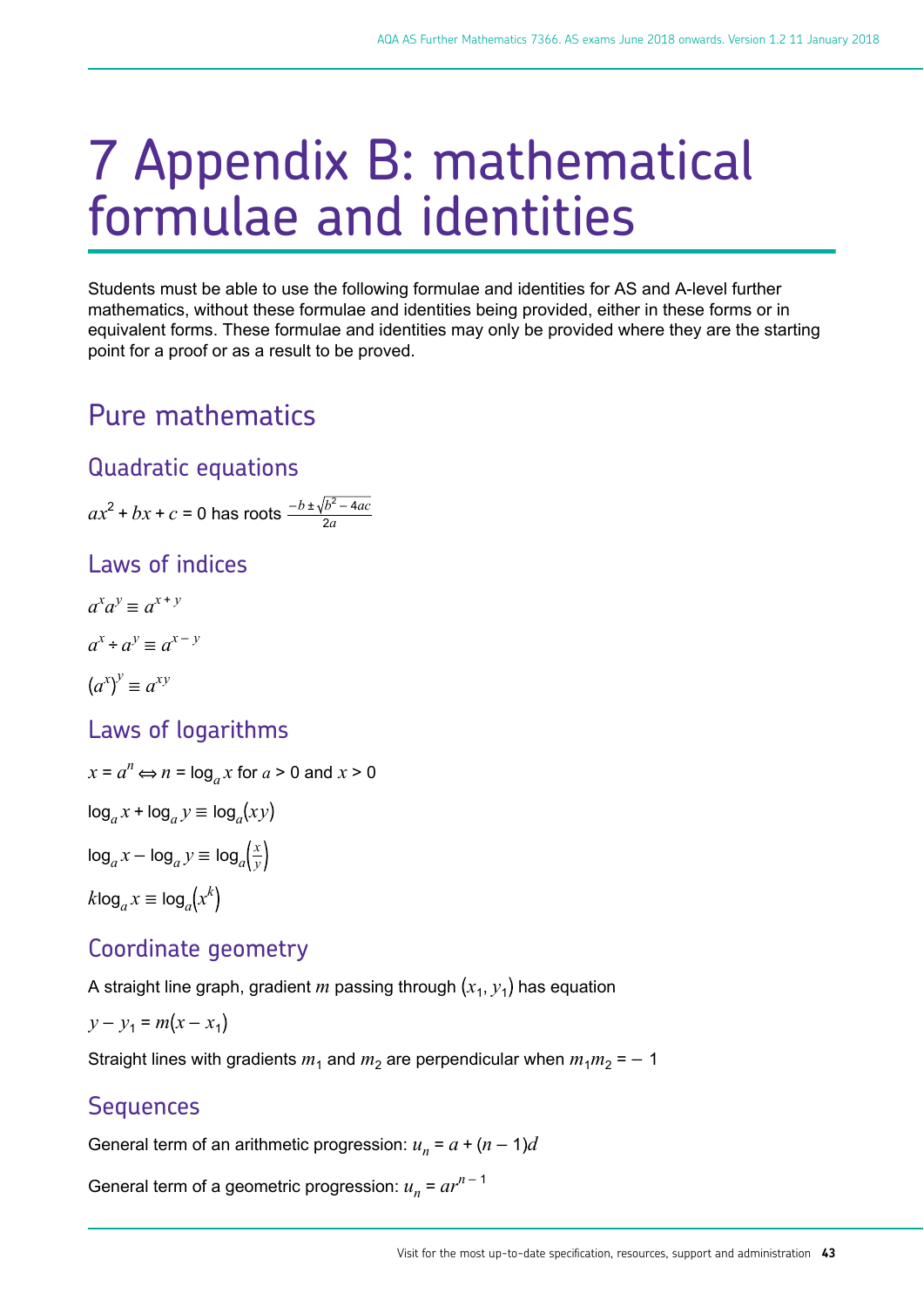# 7 Appendix B: mathematical formulae and identities

Students must be able to use the following formulae and identities for AS and A-level further mathematics, without these formulae and identities being provided, either in these forms or in equivalent forms. These formulae and identities may only be provided where they are the starting point for a proof or as a result to be proved.

## Pure mathematics

### Quadratic equations

$ax^2 + bx + c = 0$ has roots $\frac{-b \pm \sqrt{b^2 - 4ac}}{2a}$

### Laws of indices

$a^x a^y \equiv a^{x+y}$

$a^x \div a^y \equiv a^{x-y}$

$(a^x)^y \equiv a^{xy}$

### Laws of logarithms

$x = a^n \Leftrightarrow n = \log_a x$ for $a > 0$ and $x > 0$

$\log_a x + \log_a y \equiv \log_a(xy)$

$\log_a x - \log_a y \equiv \log_a\left(\frac{x}{y}\right)$

$k\log_a x \equiv \log_a\left(x^k\right)$

### Coordinate geometry

A straight line graph, gradient $m$ passing through $(x_1, y_1)$ has equation

$y - y_1 = m(x - x_1)$

Straight lines with gradients $m_1$ and $m_2$ are perpendicular when $m_1 m_2 = -1$

### Sequences

General term of an arithmetic progression: $u_n = a + (n - 1)d$

General term of a geometric progression: $u_n = ar^{n-1}$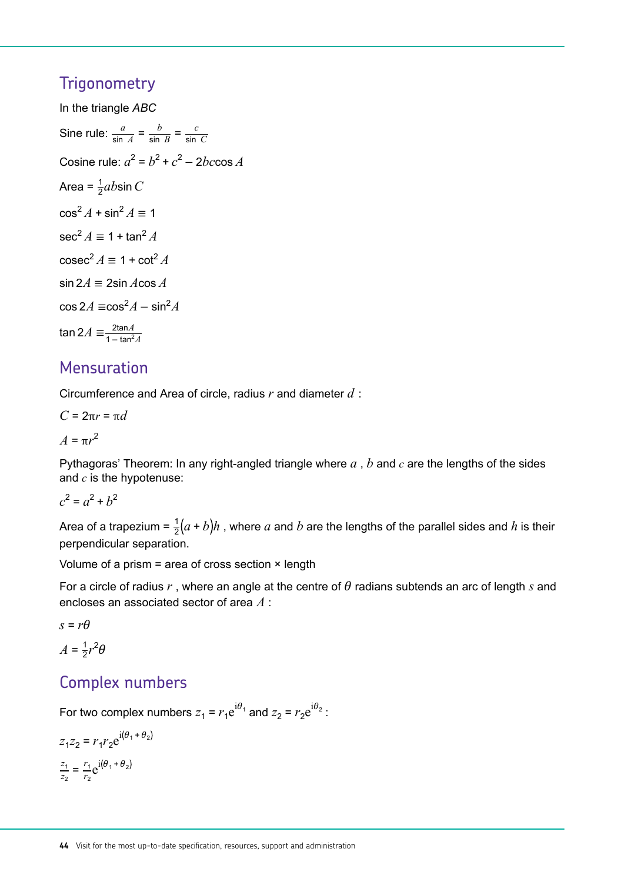## Trigonometry

In the triangle *ABC*

Sine rule: $\frac{a}{\sin A} = \frac{b}{\sin B} = \frac{c}{\sin C}$

Cosine rule: $a^2 = b^2 + c^2 - 2bc\cos A$

Area = $\frac{1}{2}ab\sin C$

$\cos^2 A + \sin^2 A \equiv 1$

$\sec^2 A \equiv 1 + \tan^2 A$

$\text{cosec}^2 A \equiv 1 + \cot^2 A$

$\sin 2A \equiv 2\sin A\cos A$

$\cos 2A \equiv \cos^2 A - \sin^2 A$

$\tan 2A \equiv \frac{2\tan A}{1 - \tan^2 A}$

## Mensuration

Circumference and Area of circle, radius $r$ and diameter $d$ :

$C = 2\pi r = \pi d$

$A = \pi r^2$

Pythagoras' Theorem: In any right-angled triangle where $a$ , $b$ and $c$ are the lengths of the sides and $c$ is the hypotenuse:

$c^2 = a^2 + b^2$

Area of a trapezium = $\frac{1}{2}(a + b)h$ , where $a$ and $b$ are the lengths of the parallel sides and $h$ is their perpendicular separation.

Volume of a prism = area of cross section × length

For a circle of radius $r$ , where an angle at the centre of $\theta$ radians subtends an arc of length $s$ and encloses an associated sector of area $A$ :

$s = r\theta$

$A = \frac{1}{2}r^2\theta$

## Complex numbers

For two complex numbers $z_1 = r_1 e^{i\theta_1}$ and $z_2 = r_2 e^{i\theta_2}$ :

$z_1 z_2 = r_1 r_2 e^{i(\theta_1 + \theta_2)}$

$\frac{z_1}{z_2} = \frac{r_1}{r_2} e^{i(\theta_1 + \theta_2)}$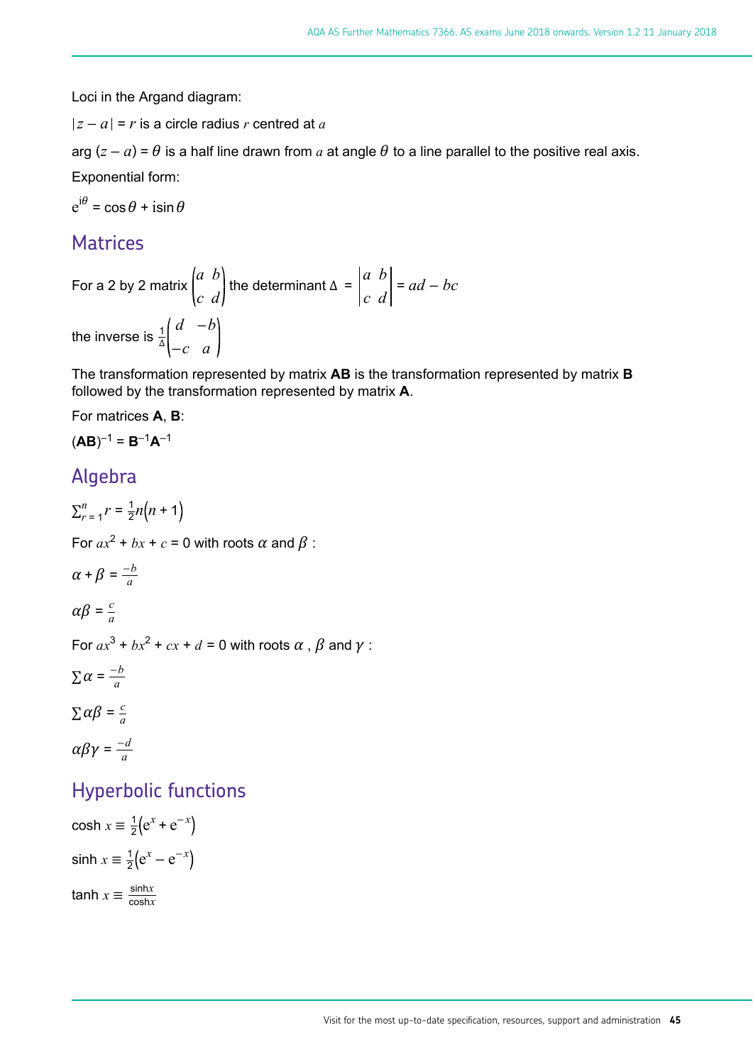Loci in the Argand diagram:

$|z - a| = r$ is a circle radius $r$ centred at $a$

$\arg(z - a) = \theta$ is a half line drawn from $a$ at angle $\theta$ to a line parallel to the positive real axis.

Exponential form:

$e^{i\theta} = \cos\theta + i\sin\theta$

## Matrices

For a 2 by 2 matrix $\begin{pmatrix} a & b \\ c & d \end{pmatrix}$ the determinant $\Delta = \begin{vmatrix} a & b \\ c & d \end{vmatrix} = ad - bc$

the inverse is $\frac{1}{\Delta}\begin{pmatrix} d & -b \\ -c & a \end{pmatrix}$

The transformation represented by matrix **AB** is the transformation represented by matrix **B** followed by the transformation represented by matrix **A**.

For matrices **A**, **B**:

$(\mathbf{AB})^{-1} = \mathbf{B}^{-1}\mathbf{A}^{-1}$

## Algebra

$\sum_{r=1}^{n} r = \frac{1}{2}n(n+1)$

For $ax^2 + bx + c = 0$ with roots $\alpha$ and $\beta$ :

$\alpha + \beta = \frac{-b}{a}$

$\alpha\beta = \frac{c}{a}$

For $ax^3 + bx^2 + cx + d = 0$ with roots $\alpha$ , $\beta$ and $\gamma$ :

$\sum\alpha = \frac{-b}{a}$

$\sum\alpha\beta = \frac{c}{a}$

$\alpha\beta\gamma = \frac{-d}{a}$

## Hyperbolic functions

$\cosh x \equiv \frac{1}{2}\left(e^{x} + e^{-x}\right)$

$\sinh x \equiv \frac{1}{2}\left(e^{x} - e^{-x}\right)$

$\tanh x \equiv \frac{\sinh x}{\cosh x}$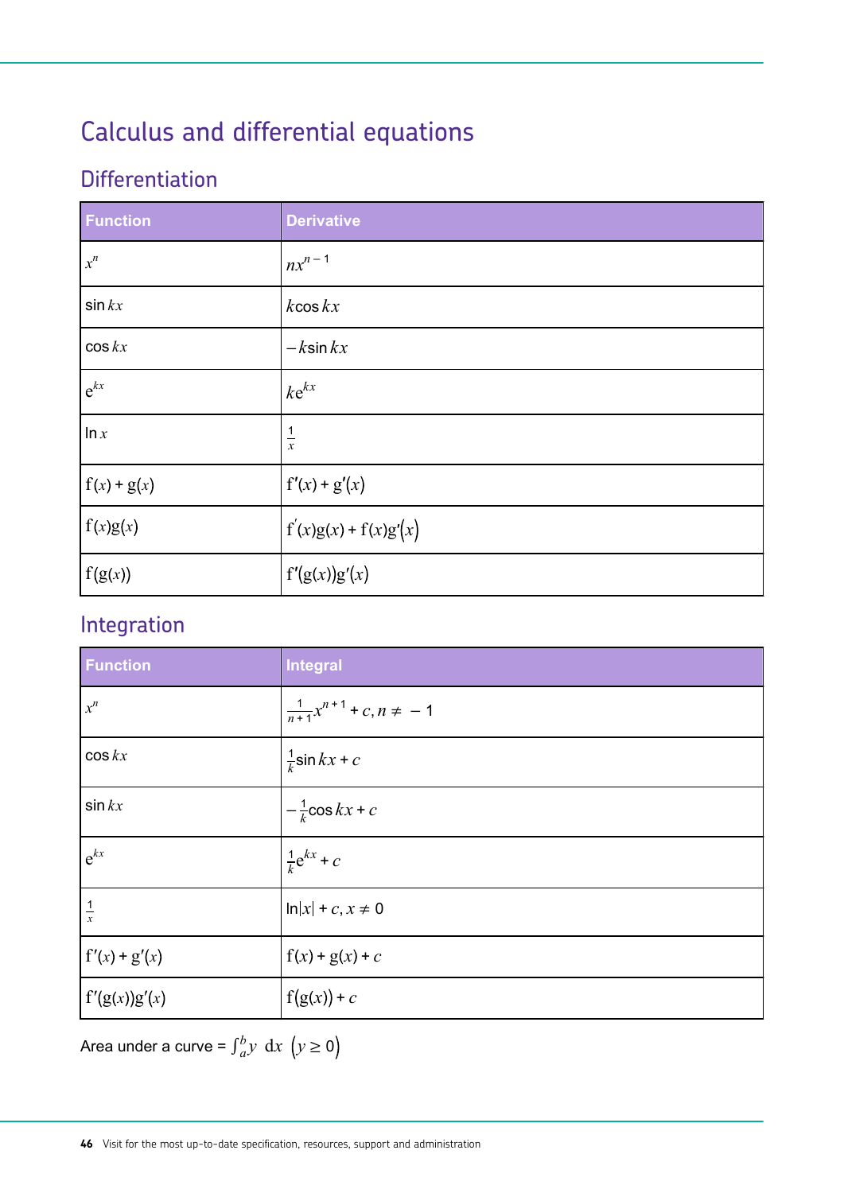# Calculus and differential equations

## Differentiation

| Function | Derivative |
|---|---|
| $x^n$ | $nx^{n-1}$ |
| $\sin kx$ | $k\cos kx$ |
| $\cos kx$ | $-k\sin kx$ |
| $e^{kx}$ | $ke^{kx}$ |
| $\ln x$ | $\frac{1}{x}$ |
| $f(x) + g(x)$ | $f'(x) + g'(x)$ |
| $f(x)g(x)$ | $f'(x)g(x) + f(x)g'(x)$ |
| $f(g(x))$ | $f'(g(x))g'(x)$ |

## Integration

| Function | Integral |
|---|---|
| $x^n$ | $\frac{1}{n+1}x^{n+1} + c, n \neq -1$ |
| $\cos kx$ | $\frac{1}{k}\sin kx + c$ |
| $\sin kx$ | $-\frac{1}{k}\cos kx + c$ |
| $e^{kx}$ | $\frac{1}{k}e^{kx} + c$ |
| $\frac{1}{x}$ | $\ln\lvert x\rvert + c, x \neq 0$ |
| $f'(x) + g'(x)$ | $f(x) + g(x) + c$ |
| $f'(g(x))g'(x)$ | $f(g(x)) + c$ |

Area under a curve = $\int_a^b y \, dx \; (y \geq 0)$

Visit for the most up-to-date specification, resources, support and administration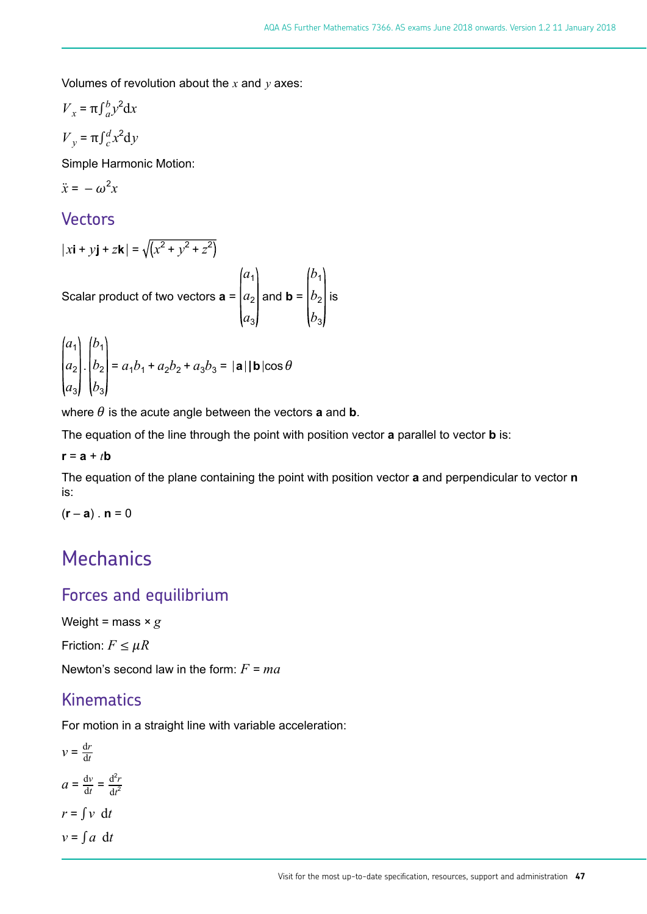Volumes of revolution about the $x$ and $y$ axes:

$V_x = \pi \int_a^b y^2 \mathrm{d}x$

$V_y = \pi \int_c^d x^2 \mathrm{d}y$

Simple Harmonic Motion:

$\ddot{x} = -\omega^2 x$

## Vectors

$|x\mathbf{i} + y\mathbf{j} + z\mathbf{k}| = \sqrt{(x^2 + y^2 + z^2)}$

Scalar product of two vectors $\mathbf{a} = \begin{pmatrix} a_1 \\ a_2 \\ a_3 \end{pmatrix}$ and $\mathbf{b} = \begin{pmatrix} b_1 \\ b_2 \\ b_3 \end{pmatrix}$ is

$$\begin{pmatrix} a_1 \\ a_2 \\ a_3 \end{pmatrix} . \begin{pmatrix} b_1 \\ b_2 \\ b_3 \end{pmatrix} = a_1 b_1 + a_2 b_2 + a_3 b_3 = |\mathbf{a}||\mathbf{b}|\cos\theta$$

where $\theta$ is the acute angle between the vectors **a** and **b**.

The equation of the line through the point with position vector **a** parallel to vector **b** is:

$\mathbf{r} = \mathbf{a} + t\mathbf{b}$

The equation of the plane containing the point with position vector **a** and perpendicular to vector **n** is:

$(\mathbf{r} - \mathbf{a}) . \mathbf{n} = 0$

# Mechanics

## Forces and equilibrium

Weight = mass × $g$

Friction: $F \leq \mu R$

Newton's second law in the form: $F = ma$

## Kinematics

For motion in a straight line with variable acceleration:

$v = \frac{\mathrm{d}r}{\mathrm{d}t}$

$a = \frac{\mathrm{d}v}{\mathrm{d}t} = \frac{\mathrm{d}^2 r}{\mathrm{d}t^2}$

$r = \int v \ \mathrm{d}t$

$v = \int a \ \mathrm{d}t$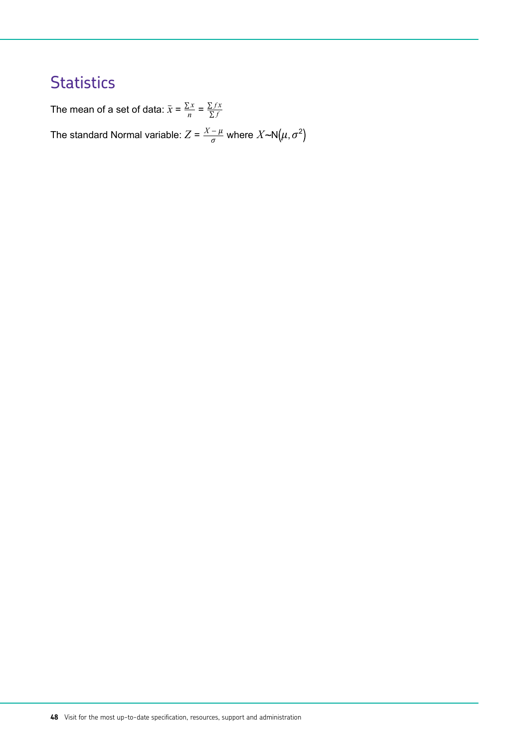## Statistics

The mean of a set of data: $\bar{x} = \frac{\sum x}{n} = \frac{\sum fx}{\sum f}$

The standard Normal variable: $Z = \frac{X - \mu}{\sigma}$ where $X \sim \mathrm{N}\left(\mu, \sigma^2\right)$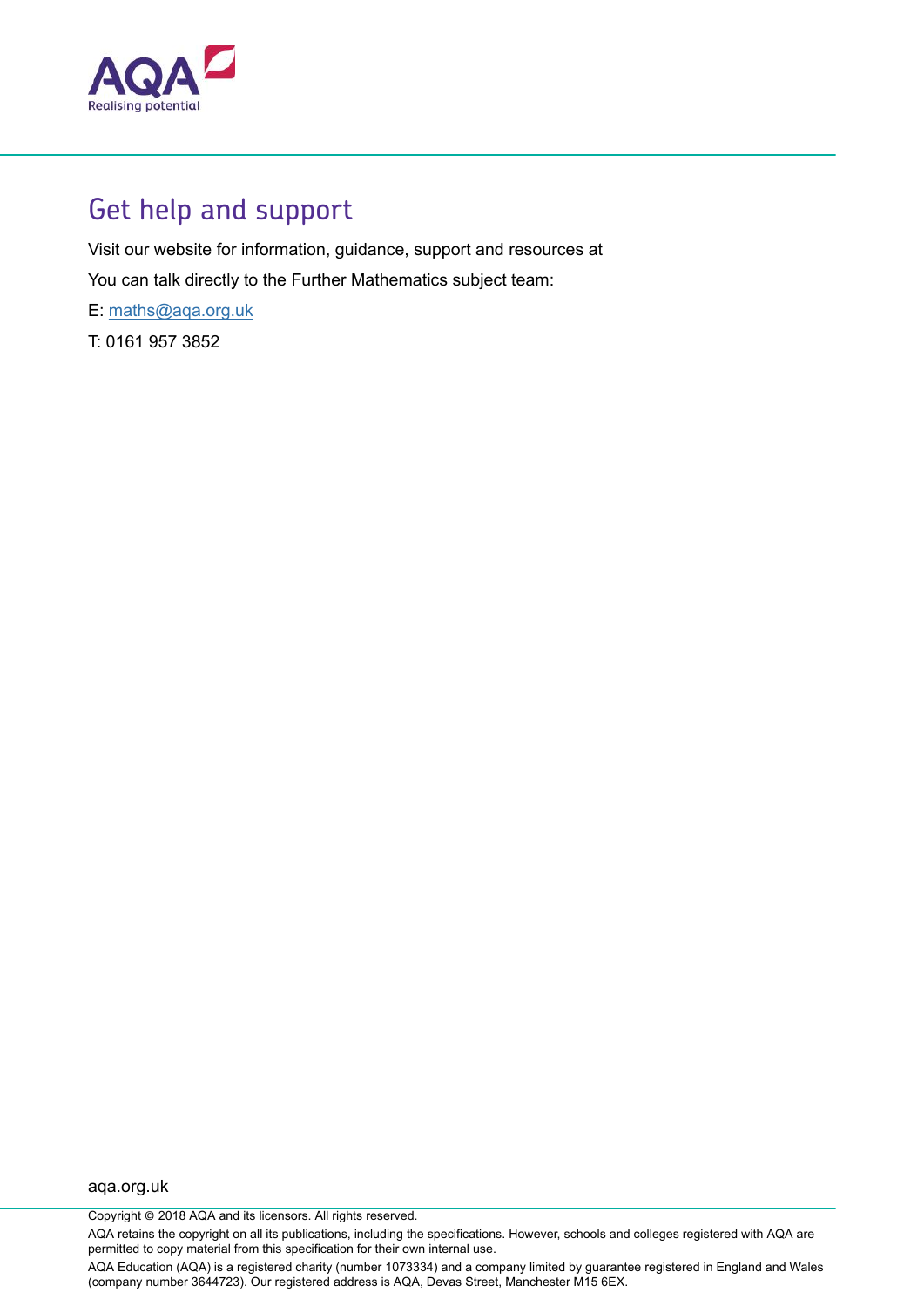# Get help and support

Visit our website for information, guidance, support and resources at

You can talk directly to the Further Mathematics subject team:

E: maths@aqa.org.uk

T: 0161 957 3852

aqa.org.uk

Copyright © 2018 AQA and its licensors. All rights reserved.

AQA retains the copyright on all its publications, including the specifications. However, schools and colleges registered with AQA are permitted to copy material from this specification for their own internal use.

AQA Education (AQA) is a registered charity (number 1073334) and a company limited by guarantee registered in England and Wales (company number 3644723). Our registered address is AQA, Devas Street, Manchester M15 6EX.